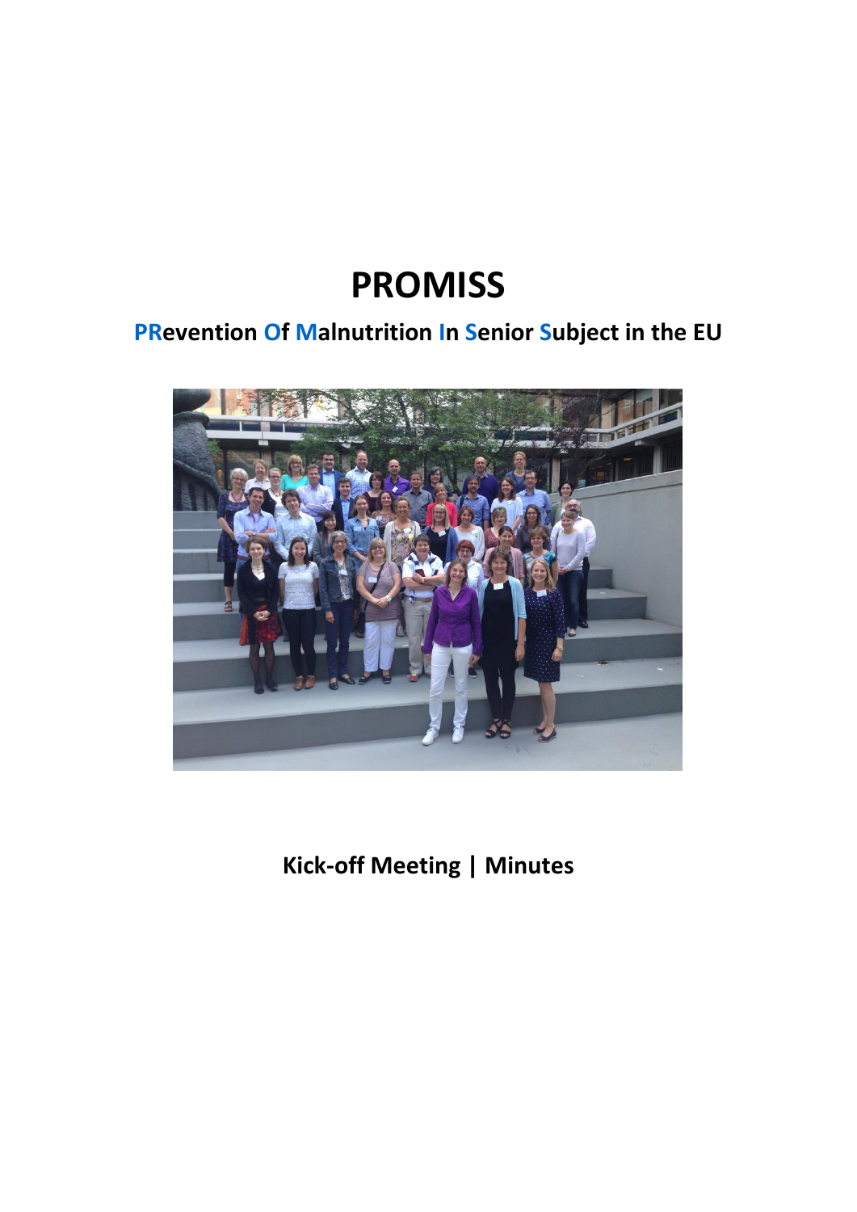# PROMISS

## PRevention Of Malnutrition In Senior Subject in the EU

**Kick-off Meeting | Minutes**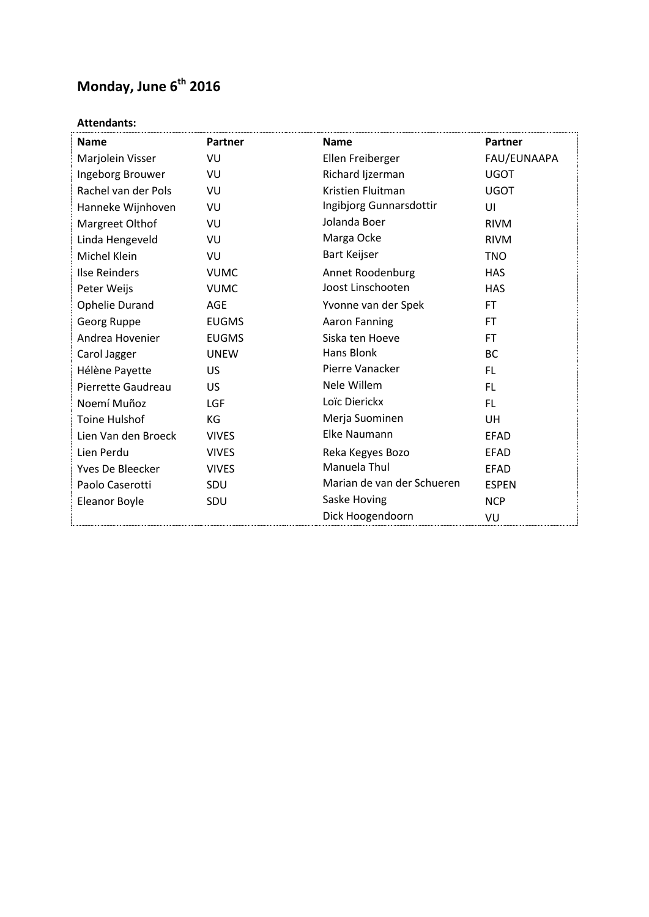# Monday, June 6th 2016

**Attendants:**

| Name | Partner | Name | Partner |
|---|---|---|---|
| Marjolein Visser | VU | Ellen Freiberger | FAU/EUNAAPA |
| Ingeborg Brouwer | VU | Richard Ijzerman | UGOT |
| Rachel van der Pols | VU | Kristien Fluitman | UGOT |
| Hanneke Wijnhoven | VU | Ingibjorg Gunnarsdottir | UI |
| Margreet Olthof | VU | Jolanda Boer | RIVM |
| Linda Hengeveld | VU | Marga Ocke | RIVM |
| Michel Klein | VU | Bart Keijser | TNO |
| Ilse Reinders | VUMC | Annet Roodenburg | HAS |
| Peter Weijs | VUMC | Joost Linschooten | HAS |
| Ophelie Durand | AGE | Yvonne van der Spek | FT |
| Georg Ruppe | EUGMS | Aaron Fanning | FT |
| Andrea Hovenier | EUGMS | Siska ten Hoeve | FT |
| Carol Jagger | UNEW | Hans Blonk | BC |
| Hélène Payette | US | Pierre Vanacker | FL |
| Pierrette Gaudreau | US | Nele Willem | FL |
| Noemí Muñoz | LGF | Loïc Dierickx | FL |
| Toine Hulshof | KG | Merja Suominen | UH |
| Lien Van den Broeck | VIVES | Elke Naumann | EFAD |
| Lien Perdu | VIVES | Reka Kegyes Bozo | EFAD |
| Yves De Bleecker | VIVES | Manuela Thul | EFAD |
| Paolo Caserotti | SDU | Marian de van der Schueren | ESPEN |
| Eleanor Boyle | SDU | Saske Hoving | NCP |
| | | Dick Hoogendoorn | VU |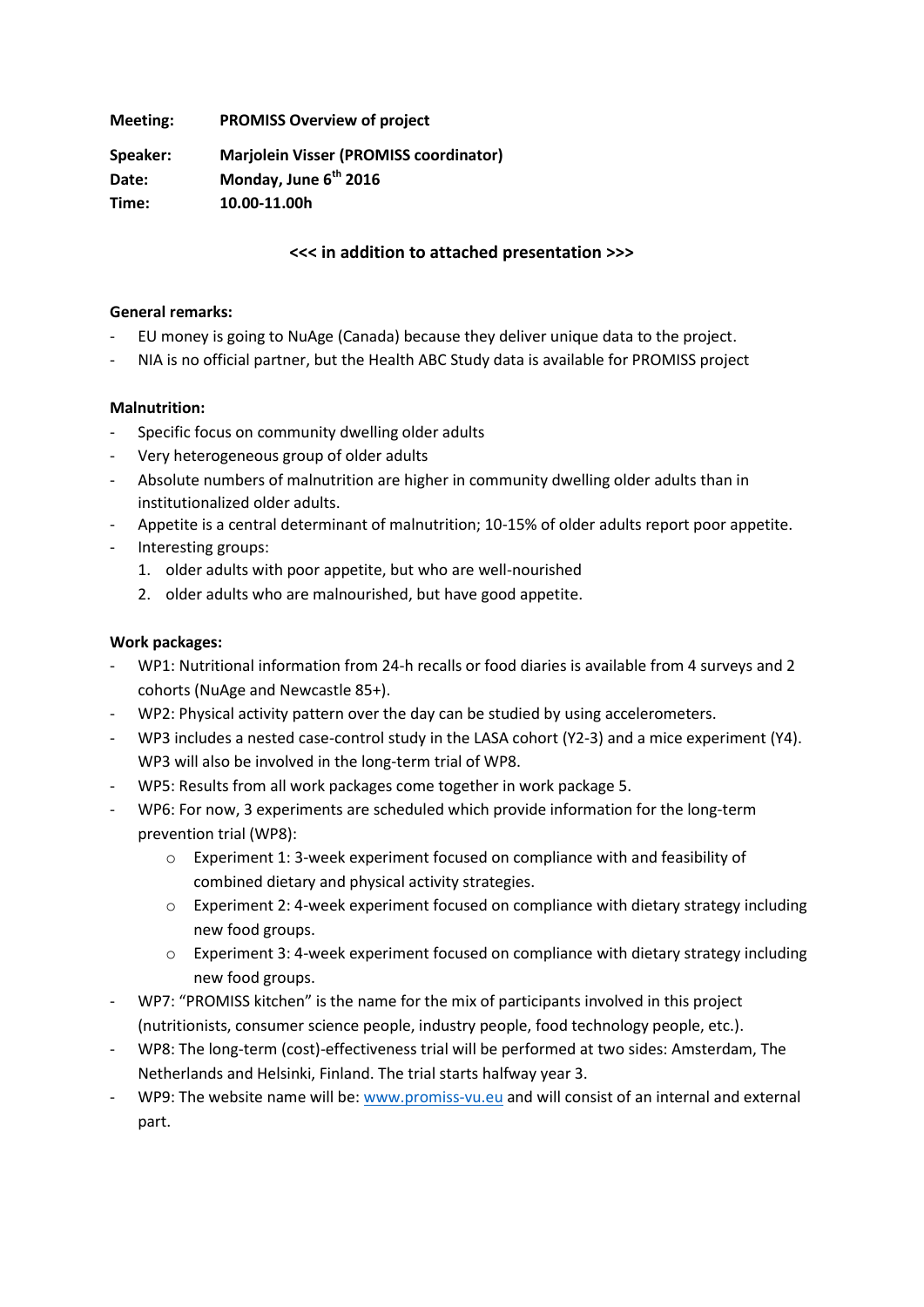**Meeting:** **PROMISS Overview of project**

**Speaker:** **Marjolein Visser (PROMISS coordinator)**

**Date:** **Monday, June 6th 2016**

**Time:** **10.00-11.00h**

**<<< in addition to attached presentation >>>**

**General remarks:**

- EU money is going to NuAge (Canada) because they deliver unique data to the project.
- NIA is no official partner, but the Health ABC Study data is available for PROMISS project

**Malnutrition:**

- Specific focus on community dwelling older adults
- Very heterogeneous group of older adults
- Absolute numbers of malnutrition are higher in community dwelling older adults than in institutionalized older adults.
- Appetite is a central determinant of malnutrition; 10-15% of older adults report poor appetite.
- Interesting groups:
    1. older adults with poor appetite, but who are well-nourished
    2. older adults who are malnourished, but have good appetite.

**Work packages:**

- WP1: Nutritional information from 24-h recalls or food diaries is available from 4 surveys and 2 cohorts (NuAge and Newcastle 85+).
- WP2: Physical activity pattern over the day can be studied by using accelerometers.
- WP3 includes a nested case-control study in the LASA cohort (Y2-3) and a mice experiment (Y4). WP3 will also be involved in the long-term trial of WP8.
- WP5: Results from all work packages come together in work package 5.
- WP6: For now, 3 experiments are scheduled which provide information for the long-term prevention trial (WP8):
    - Experiment 1: 3-week experiment focused on compliance with and feasibility of combined dietary and physical activity strategies.
    - Experiment 2: 4-week experiment focused on compliance with dietary strategy including new food groups.
    - Experiment 3: 4-week experiment focused on compliance with dietary strategy including new food groups.
- WP7: "PROMISS kitchen" is the name for the mix of participants involved in this project (nutritionists, consumer science people, industry people, food technology people, etc.).
- WP8: The long-term (cost)-effectiveness trial will be performed at two sides: Amsterdam, The Netherlands and Helsinki, Finland. The trial starts halfway year 3.
- WP9: The website name will be: www.promiss-vu.eu and will consist of an internal and external part.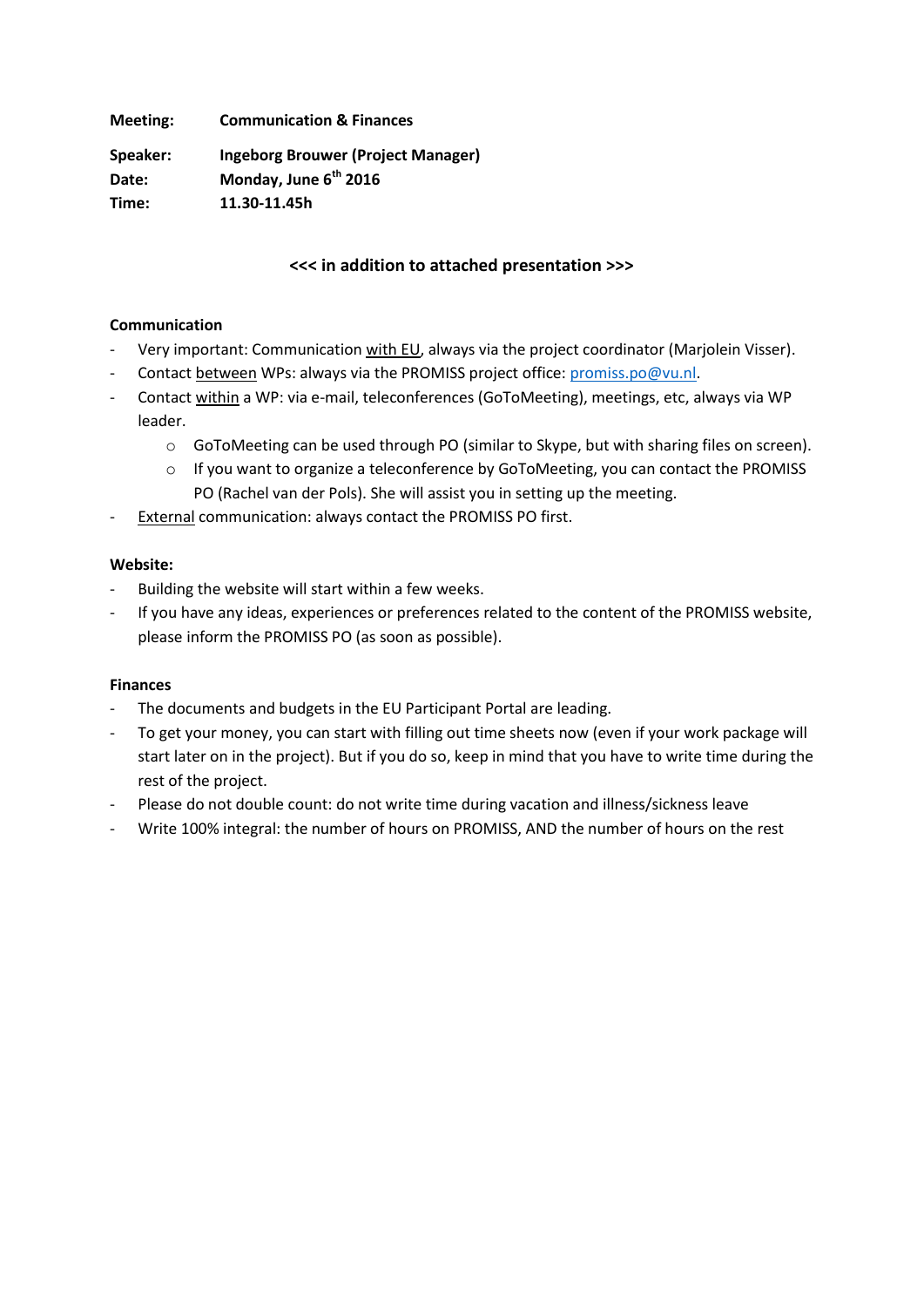**Meeting:** **Communication & Finances**

**Speaker:** **Ingeborg Brouwer (Project Manager)**

**Date:** **Monday, June 6th 2016**

**Time:** **11.30-11.45h**

**<<< in addition to attached presentation >>>**

**Communication**

- Very important: Communication <u>with EU</u>, always via the project coordinator (Marjolein Visser).
- Contact <u>between</u> WPs: always via the PROMISS project office: promiss.po@vu.nl.
- Contact <u>within</u> a WP: via e-mail, teleconferences (GoToMeeting), meetings, etc, always via WP leader.
  - GoToMeeting can be used through PO (similar to Skype, but with sharing files on screen).
  - If you want to organize a teleconference by GoToMeeting, you can contact the PROMISS PO (Rachel van der Pols). She will assist you in setting up the meeting.
- <u>External</u> communication: always contact the PROMISS PO first.

**Website:**

- Building the website will start within a few weeks.
- If you have any ideas, experiences or preferences related to the content of the PROMISS website, please inform the PROMISS PO (as soon as possible).

**Finances**

- The documents and budgets in the EU Participant Portal are leading.
- To get your money, you can start with filling out time sheets now (even if your work package will start later on in the project). But if you do so, keep in mind that you have to write time during the rest of the project.
- Please do not double count: do not write time during vacation and illness/sickness leave
- Write 100% integral: the number of hours on PROMISS, AND the number of hours on the rest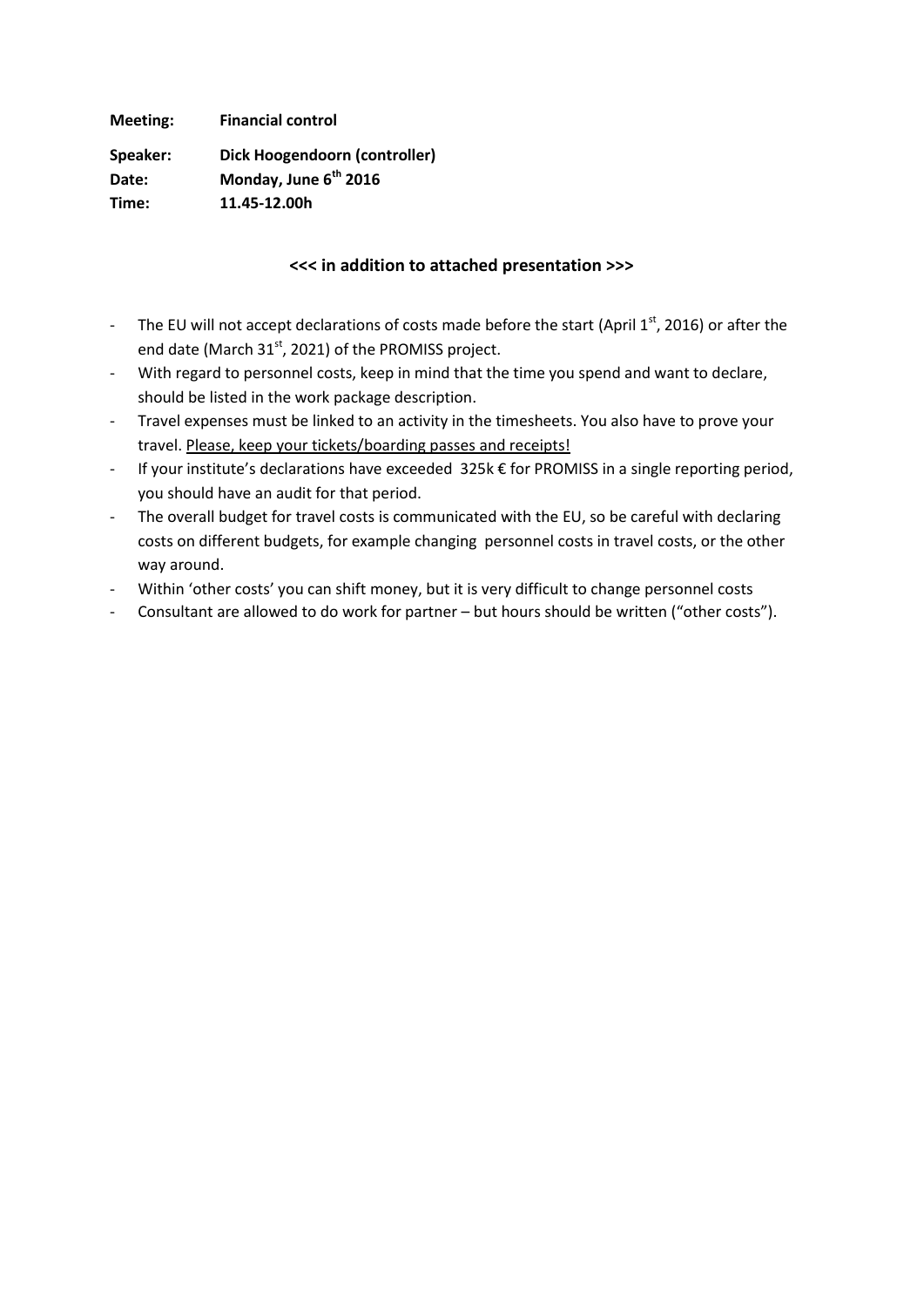**Meeting:** **Financial control**

**Speaker:** **Dick Hoogendoorn (controller)**
**Date:** **Monday, June 6th 2016**
**Time:** **11.45-12.00h**

**<<< in addition to attached presentation >>>**

- The EU will not accept declarations of costs made before the start (April 1st, 2016) or after the end date (March 31st, 2021) of the PROMISS project.
- With regard to personnel costs, keep in mind that the time you spend and want to declare, should be listed in the work package description.
- Travel expenses must be linked to an activity in the timesheets. You also have to prove your travel. <u>Please, keep your tickets/boarding passes and receipts!</u>
- If your institute's declarations have exceeded 325k € for PROMISS in a single reporting period, you should have an audit for that period.
- The overall budget for travel costs is communicated with the EU, so be careful with declaring costs on different budgets, for example changing personnel costs in travel costs, or the other way around.
- Within 'other costs' you can shift money, but it is very difficult to change personnel costs
- Consultant are allowed to do work for partner – but hours should be written ("other costs").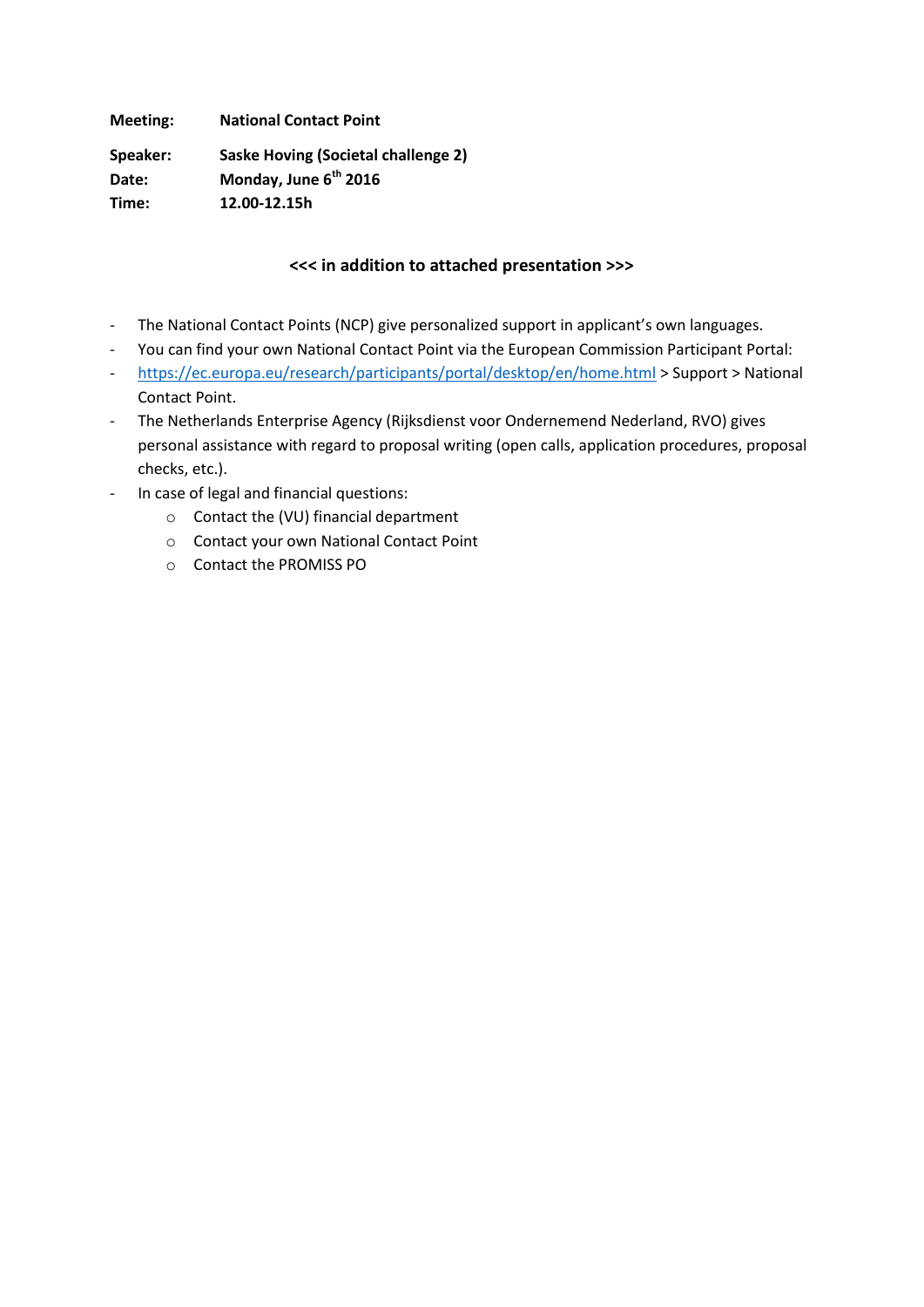**Meeting:** **National Contact Point**

**Speaker:** **Saske Hoving (Societal challenge 2)**
**Date:** **Monday, June 6th 2016**
**Time:** **12.00-12.15h**

**<<< in addition to attached presentation >>>**

- The National Contact Points (NCP) give personalized support in applicant's own languages.
- You can find your own National Contact Point via the European Commission Participant Portal:
- https://ec.europa.eu/research/participants/portal/desktop/en/home.html > Support > National Contact Point.
- The Netherlands Enterprise Agency (Rijksdienst voor Ondernemend Nederland, RVO) gives personal assistance with regard to proposal writing (open calls, application procedures, proposal checks, etc.).
- In case of legal and financial questions:
  - Contact the (VU) financial department
  - Contact your own National Contact Point
  - Contact the PROMISS PO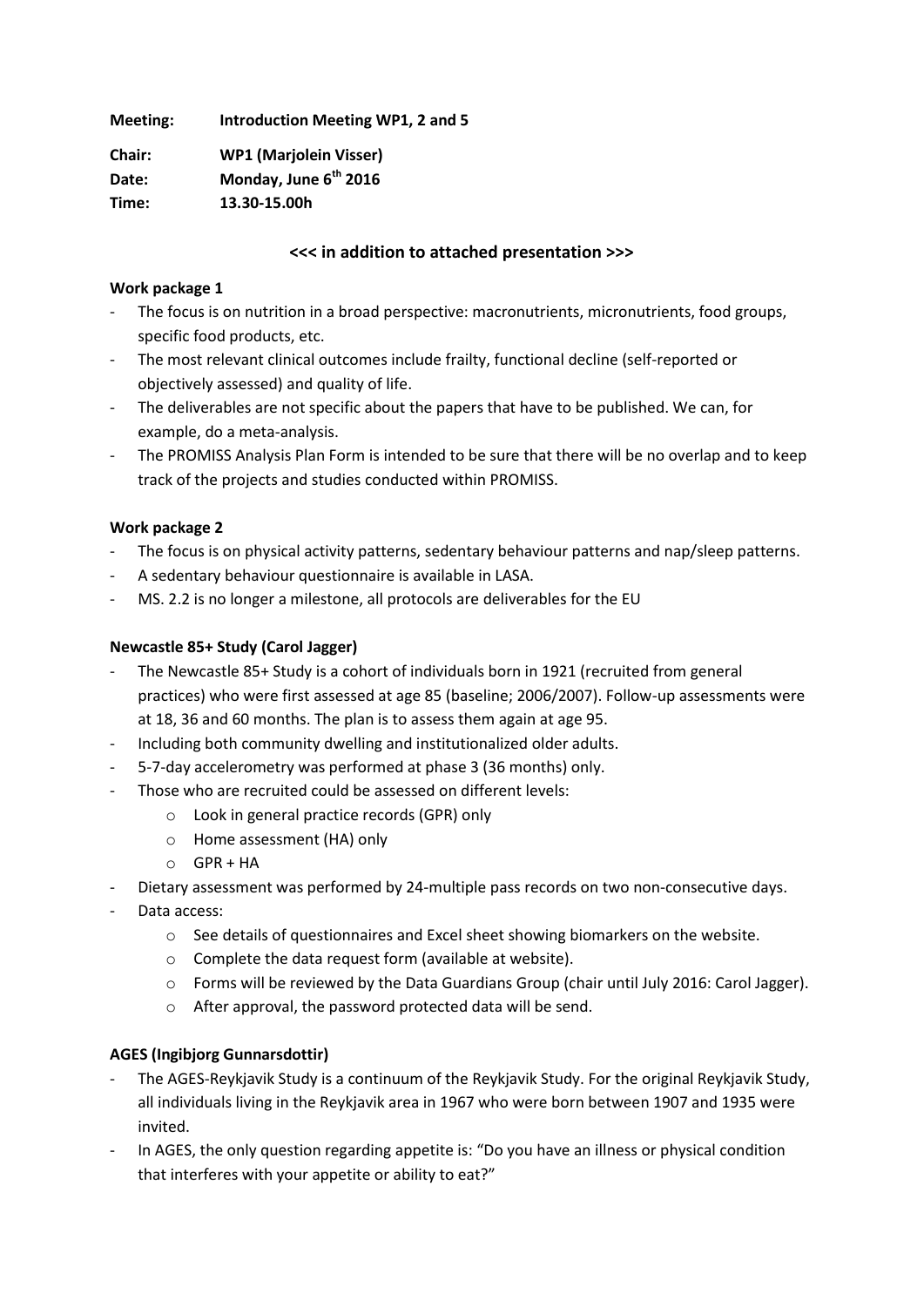**Meeting:** **Introduction Meeting WP1, 2 and 5**

**Chair:** **WP1 (Marjolein Visser)**

**Date:** **Monday, June 6th 2016**

**Time:** **13.30-15.00h**

**<<< in addition to attached presentation >>>**

**Work package 1**

- The focus is on nutrition in a broad perspective: macronutrients, micronutrients, food groups, specific food products, etc.
- The most relevant clinical outcomes include frailty, functional decline (self-reported or objectively assessed) and quality of life.
- The deliverables are not specific about the papers that have to be published. We can, for example, do a meta-analysis.
- The PROMISS Analysis Plan Form is intended to be sure that there will be no overlap and to keep track of the projects and studies conducted within PROMISS.

**Work package 2**

- The focus is on physical activity patterns, sedentary behaviour patterns and nap/sleep patterns.
- A sedentary behaviour questionnaire is available in LASA.
- MS. 2.2 is no longer a milestone, all protocols are deliverables for the EU

**Newcastle 85+ Study (Carol Jagger)**

- The Newcastle 85+ Study is a cohort of individuals born in 1921 (recruited from general practices) who were first assessed at age 85 (baseline; 2006/2007). Follow-up assessments were at 18, 36 and 60 months. The plan is to assess them again at age 95.
- Including both community dwelling and institutionalized older adults.
- 5-7-day accelerometry was performed at phase 3 (36 months) only.
- Those who are recruited could be assessed on different levels:
  - Look in general practice records (GPR) only
  - Home assessment (HA) only
  - GPR + HA
- Dietary assessment was performed by 24-multiple pass records on two non-consecutive days.
- Data access:
  - See details of questionnaires and Excel sheet showing biomarkers on the website.
  - Complete the data request form (available at website).
  - Forms will be reviewed by the Data Guardians Group (chair until July 2016: Carol Jagger).
  - After approval, the password protected data will be send.

**AGES (Ingibjorg Gunnarsdottir)**

- The AGES-Reykjavik Study is a continuum of the Reykjavik Study. For the original Reykjavik Study, all individuals living in the Reykjavik area in 1967 who were born between 1907 and 1935 were invited.
- In AGES, the only question regarding appetite is: "Do you have an illness or physical condition that interferes with your appetite or ability to eat?"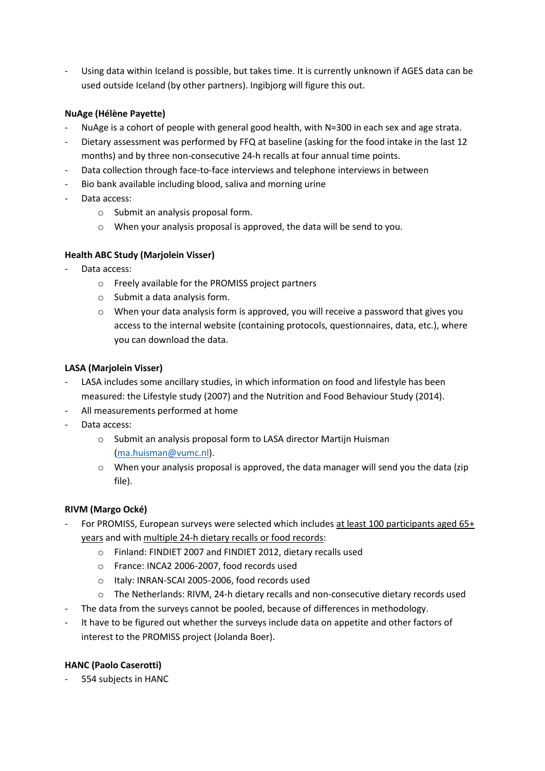- Using data within Iceland is possible, but takes time. It is currently unknown if AGES data can be used outside Iceland (by other partners). Ingibjorg will figure this out.

**NuAge (Hélène Payette)**

- NuAge is a cohort of people with general good health, with N≈300 in each sex and age strata.
- Dietary assessment was performed by FFQ at baseline (asking for the food intake in the last 12 months) and by three non-consecutive 24-h recalls at four annual time points.
- Data collection through face-to-face interviews and telephone interviews in between
- Bio bank available including blood, saliva and morning urine
- Data access:
    - Submit an analysis proposal form.
    - When your analysis proposal is approved, the data will be send to you.

**Health ABC Study (Marjolein Visser)**

- Data access:
    - Freely available for the PROMISS project partners
    - Submit a data analysis form.
    - When your data analysis form is approved, you will receive a password that gives you access to the internal website (containing protocols, questionnaires, data, etc.), where you can download the data.

**LASA (Marjolein Visser)**

- LASA includes some ancillary studies, in which information on food and lifestyle has been measured: the Lifestyle study (2007) and the Nutrition and Food Behaviour Study (2014).
- All measurements performed at home
- Data access:
    - Submit an analysis proposal form to LASA director Martijn Huisman (ma.huisman@vumc.nl).
    - When your analysis proposal is approved, the data manager will send you the data (zip file).

**RIVM (Margo Ocké)**

- For PROMISS, European surveys were selected which includes at least 100 participants aged 65+ years and with multiple 24-h dietary recalls or food records:
    - Finland: FINDIET 2007 and FINDIET 2012, dietary recalls used
    - France: INCA2 2006-2007, food records used
    - Italy: INRAN-SCAI 2005-2006, food records used
    - The Netherlands: RIVM, 24-h dietary recalls and non-consecutive dietary records used
- The data from the surveys cannot be pooled, because of differences in methodology.
- It have to be figured out whether the surveys include data on appetite and other factors of interest to the PROMISS project (Jolanda Boer).

**HANC (Paolo Caserotti)**

- 554 subjects in HANC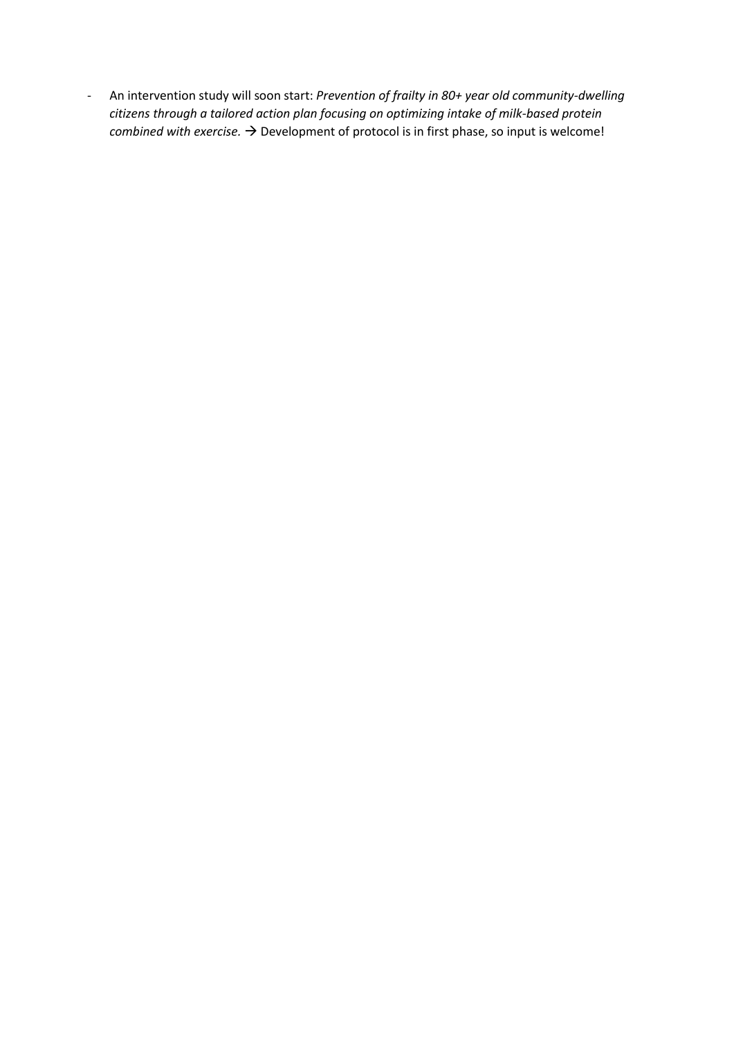- An intervention study will soon start: *Prevention of frailty in 80+ year old community-dwelling citizens through a tailored action plan focusing on optimizing intake of milk-based protein combined with exercise.* → Development of protocol is in first phase, so input is welcome!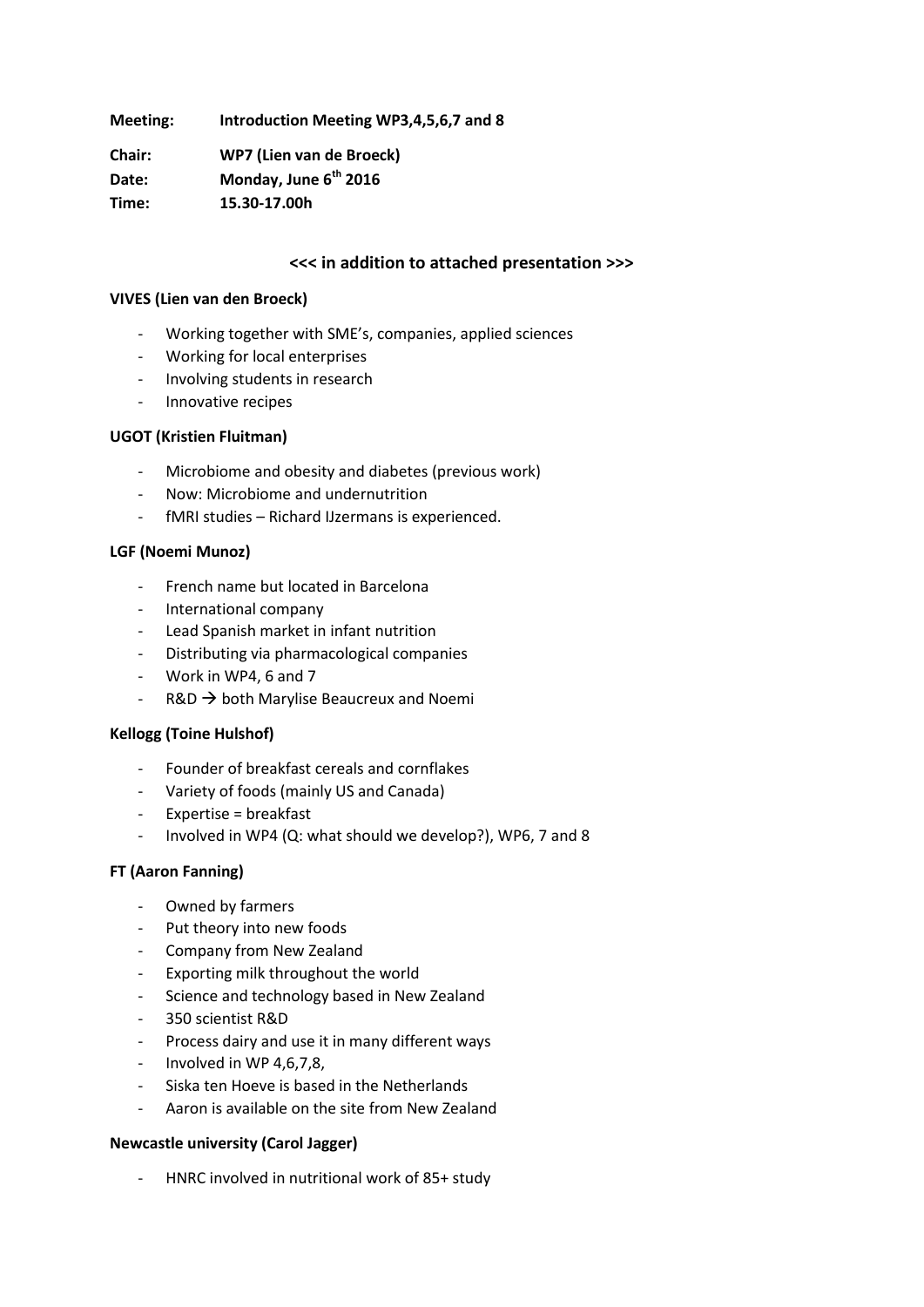**Meeting:** **Introduction Meeting WP3,4,5,6,7 and 8**

**Chair:** **WP7 (Lien van de Broeck)**

**Date:** **Monday, June 6th 2016**

**Time:** **15.30-17.00h**

**<<< in addition to attached presentation >>>**

**VIVES (Lien van den Broeck)**

- Working together with SME's, companies, applied sciences
- Working for local enterprises
- Involving students in research
- Innovative recipes

**UGOT (Kristien Fluitman)**

- Microbiome and obesity and diabetes (previous work)
- Now: Microbiome and undernutrition
- fMRI studies – Richard IJzermans is experienced.

**LGF (Noemi Munoz)**

- French name but located in Barcelona
- International company
- Lead Spanish market in infant nutrition
- Distributing via pharmacological companies
- Work in WP4, 6 and 7
- R&D → both Marylise Beaucreux and Noemi

**Kellogg (Toine Hulshof)**

- Founder of breakfast cereals and cornflakes
- Variety of foods (mainly US and Canada)
- Expertise = breakfast
- Involved in WP4 (Q: what should we develop?), WP6, 7 and 8

**FT (Aaron Fanning)**

- Owned by farmers
- Put theory into new foods
- Company from New Zealand
- Exporting milk throughout the world
- Science and technology based in New Zealand
- 350 scientist R&D
- Process dairy and use it in many different ways
- Involved in WP 4,6,7,8,
- Siska ten Hoeve is based in the Netherlands
- Aaron is available on the site from New Zealand

**Newcastle university (Carol Jagger)**

- HNRC involved in nutritional work of 85+ study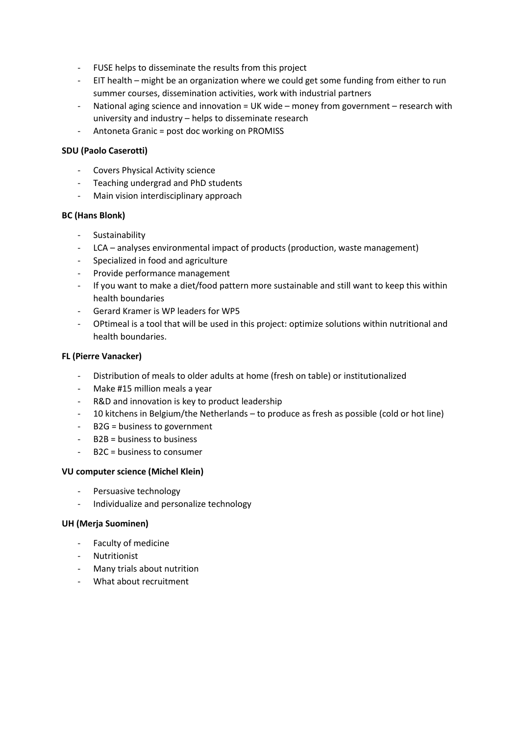- FUSE helps to disseminate the results from this project
- EIT health – might be an organization where we could get some funding from either to run summer courses, dissemination activities, work with industrial partners
- National aging science and innovation = UK wide – money from government – research with university and industry – helps to disseminate research
- Antoneta Granic = post doc working on PROMISS

**SDU (Paolo Caserotti)**

- Covers Physical Activity science
- Teaching undergrad and PhD students
- Main vision interdisciplinary approach

**BC (Hans Blonk)**

- Sustainability
- LCA – analyses environmental impact of products (production, waste management)
- Specialized in food and agriculture
- Provide performance management
- If you want to make a diet/food pattern more sustainable and still want to keep this within health boundaries
- Gerard Kramer is WP leaders for WP5
- OPtimeal is a tool that will be used in this project: optimize solutions within nutritional and health boundaries.

**FL (Pierre Vanacker)**

- Distribution of meals to older adults at home (fresh on table) or institutionalized
- Make #15 million meals a year
- R&D and innovation is key to product leadership
- 10 kitchens in Belgium/the Netherlands – to produce as fresh as possible (cold or hot line)
- B2G = business to government
- B2B = business to business
- B2C = business to consumer

**VU computer science (Michel Klein)**

- Persuasive technology
- Individualize and personalize technology

**UH (Merja Suominen)**

- Faculty of medicine
- Nutritionist
- Many trials about nutrition
- What about recruitment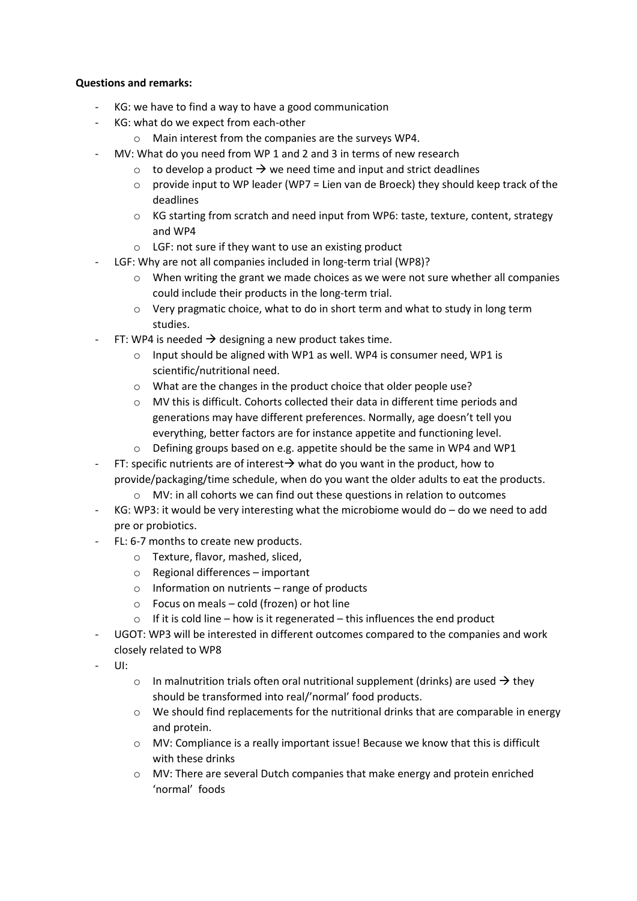**Questions and remarks:**

- KG: we have to find a way to have a good communication
- KG: what do we expect from each-other
    - Main interest from the companies are the surveys WP4.
- MV: What do you need from WP 1 and 2 and 3 in terms of new research
    - to develop a product → we need time and input and strict deadlines
    - provide input to WP leader (WP7 = Lien van de Broeck) they should keep track of the deadlines
    - KG starting from scratch and need input from WP6: taste, texture, content, strategy and WP4
    - LGF: not sure if they want to use an existing product
- LGF: Why are not all companies included in long-term trial (WP8)?
    - When writing the grant we made choices as we were not sure whether all companies could include their products in the long-term trial.
    - Very pragmatic choice, what to do in short term and what to study in long term studies.
- FT: WP4 is needed → designing a new product takes time.
    - Input should be aligned with WP1 as well. WP4 is consumer need, WP1 is scientific/nutritional need.
    - What are the changes in the product choice that older people use?
    - MV this is difficult. Cohorts collected their data in different time periods and generations may have different preferences. Normally, age doesn't tell you everything, better factors are for instance appetite and functioning level.
    - Defining groups based on e.g. appetite should be the same in WP4 and WP1
- FT: specific nutrients are of interest→ what do you want in the product, how to provide/packaging/time schedule, when do you want the older adults to eat the products.
    - MV: in all cohorts we can find out these questions in relation to outcomes
- KG: WP3: it would be very interesting what the microbiome would do – do we need to add pre or probiotics.
- FL: 6-7 months to create new products.
    - Texture, flavor, mashed, sliced,
    - Regional differences – important
    - Information on nutrients – range of products
    - Focus on meals – cold (frozen) or hot line
    - If it is cold line – how is it regenerated – this influences the end product
- UGOT: WP3 will be interested in different outcomes compared to the companies and work closely related to WP8
- UI:
    - In malnutrition trials often oral nutritional supplement (drinks) are used → they should be transformed into real/'normal' food products.
    - We should find replacements for the nutritional drinks that are comparable in energy and protein.
    - MV: Compliance is a really important issue! Because we know that this is difficult with these drinks
    - MV: There are several Dutch companies that make energy and protein enriched 'normal' foods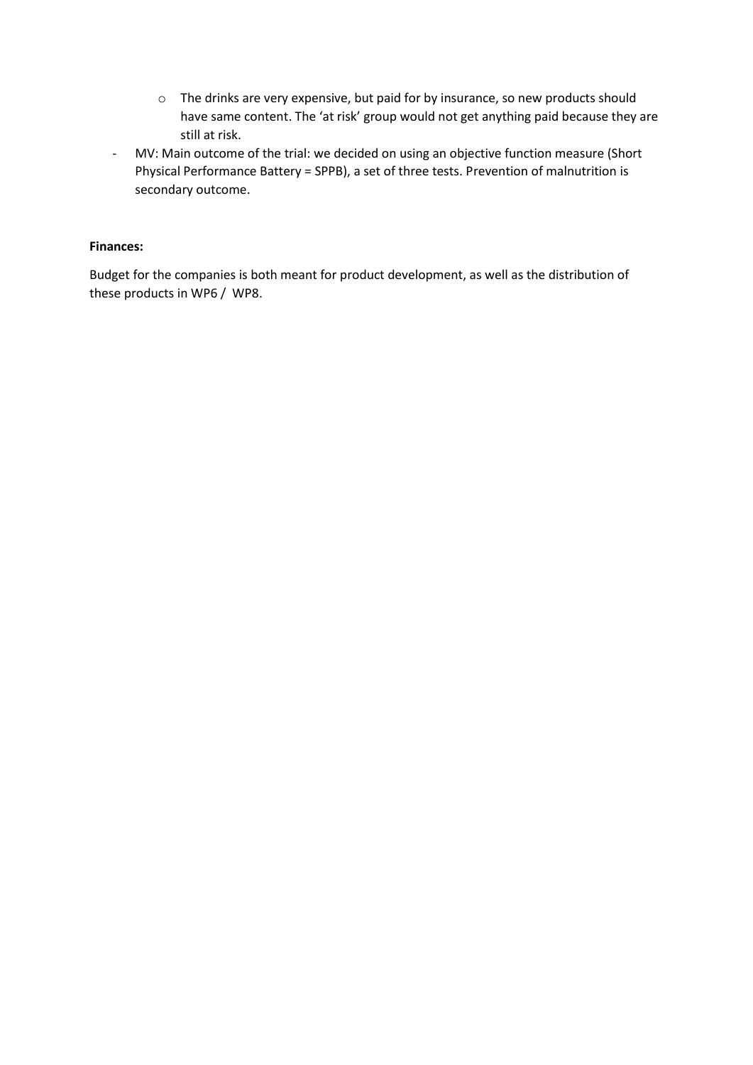- The drinks are very expensive, but paid for by insurance, so new products should have same content. The 'at risk' group would not get anything paid because they are still at risk.
- MV: Main outcome of the trial: we decided on using an objective function measure (Short Physical Performance Battery = SPPB), a set of three tests. Prevention of malnutrition is secondary outcome.

**Finances:**

Budget for the companies is both meant for product development, as well as the distribution of these products in WP6 / WP8.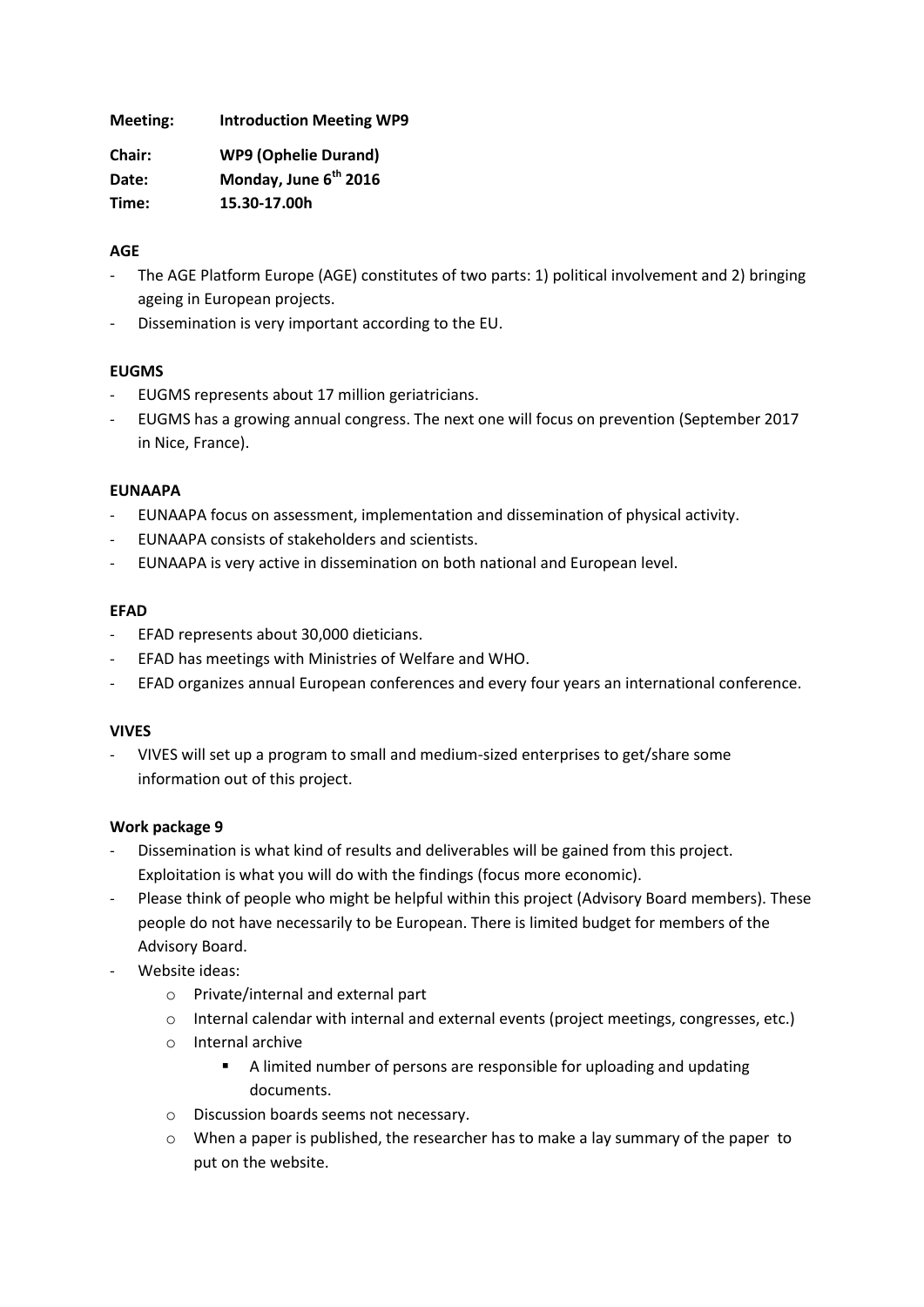**Meeting:** **Introduction Meeting WP9**

**Chair:** **WP9 (Ophelie Durand)**

**Date:** **Monday, June 6th 2016**

**Time:** **15.30-17.00h**

**AGE**

- The AGE Platform Europe (AGE) constitutes of two parts: 1) political involvement and 2) bringing ageing in European projects.
- Dissemination is very important according to the EU.

**EUGMS**

- EUGMS represents about 17 million geriatricians.
- EUGMS has a growing annual congress. The next one will focus on prevention (September 2017 in Nice, France).

**EUNAAPA**

- EUNAAPA focus on assessment, implementation and dissemination of physical activity.
- EUNAAPA consists of stakeholders and scientists.
- EUNAAPA is very active in dissemination on both national and European level.

**EFAD**

- EFAD represents about 30,000 dieticians.
- EFAD has meetings with Ministries of Welfare and WHO.
- EFAD organizes annual European conferences and every four years an international conference.

**VIVES**

- VIVES will set up a program to small and medium-sized enterprises to get/share some information out of this project.

**Work package 9**

- Dissemination is what kind of results and deliverables will be gained from this project. Exploitation is what you will do with the findings (focus more economic).
- Please think of people who might be helpful within this project (Advisory Board members). These people do not have necessarily to be European. There is limited budget for members of the Advisory Board.
- Website ideas:
  - Private/internal and external part
  - Internal calendar with internal and external events (project meetings, congresses, etc.)
  - Internal archive
    - A limited number of persons are responsible for uploading and updating documents.
  - Discussion boards seems not necessary.
  - When a paper is published, the researcher has to make a lay summary of the paper to put on the website.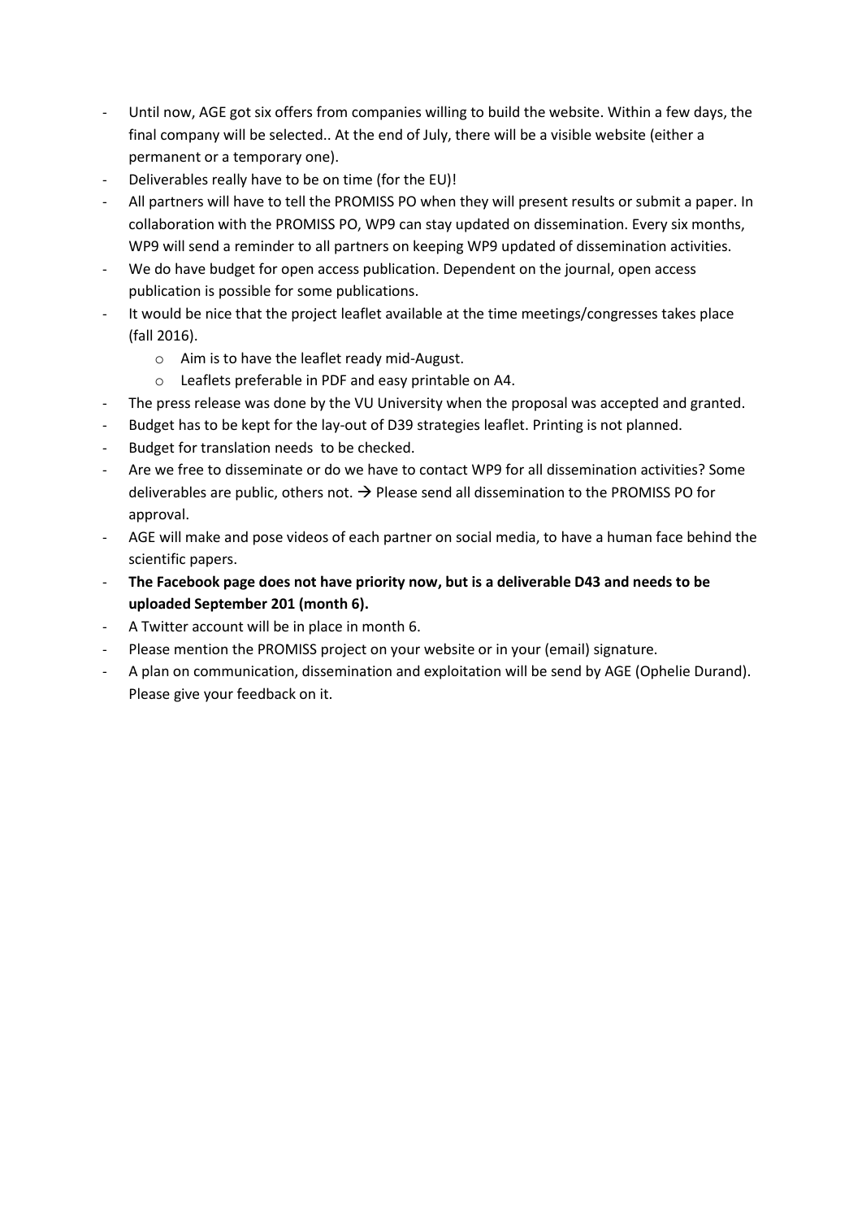- Until now, AGE got six offers from companies willing to build the website. Within a few days, the final company will be selected.. At the end of July, there will be a visible website (either a permanent or a temporary one).
- Deliverables really have to be on time (for the EU)!
- All partners will have to tell the PROMISS PO when they will present results or submit a paper. In collaboration with the PROMISS PO, WP9 can stay updated on dissemination. Every six months, WP9 will send a reminder to all partners on keeping WP9 updated of dissemination activities.
- We do have budget for open access publication. Dependent on the journal, open access publication is possible for some publications.
- It would be nice that the project leaflet available at the time meetings/congresses takes place (fall 2016).
  - Aim is to have the leaflet ready mid-August.
  - Leaflets preferable in PDF and easy printable on A4.
- The press release was done by the VU University when the proposal was accepted and granted.
- Budget has to be kept for the lay-out of D39 strategies leaflet. Printing is not planned.
- Budget for translation needs to be checked.
- Are we free to disseminate or do we have to contact WP9 for all dissemination activities? Some deliverables are public, others not. → Please send all dissemination to the PROMISS PO for approval.
- AGE will make and pose videos of each partner on social media, to have a human face behind the scientific papers.
- **The Facebook page does not have priority now, but is a deliverable D43 and needs to be uploaded September 201 (month 6).**
- A Twitter account will be in place in month 6.
- Please mention the PROMISS project on your website or in your (email) signature.
- A plan on communication, dissemination and exploitation will be send by AGE (Ophelie Durand). Please give your feedback on it.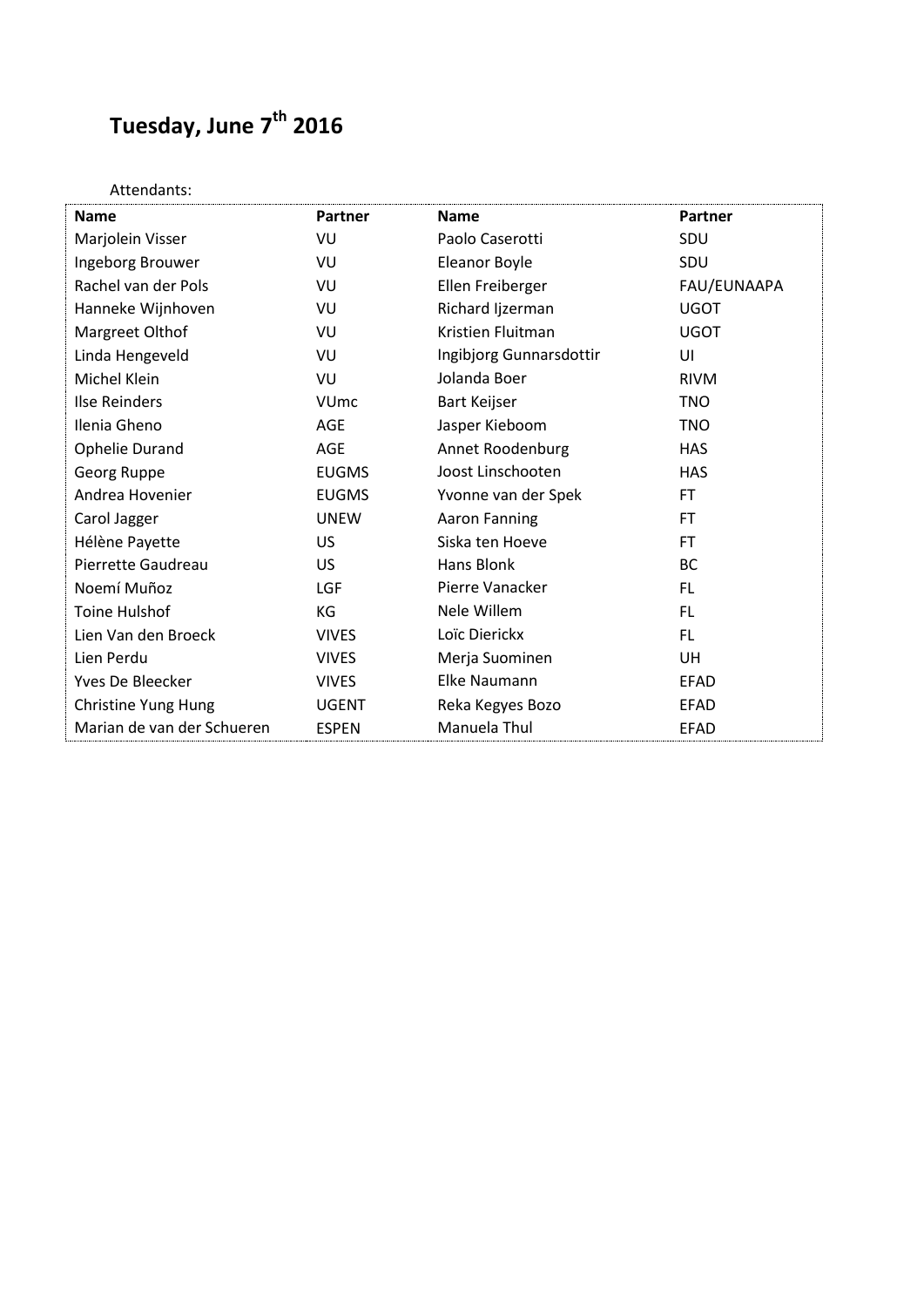# Tuesday, June 7th 2016

Attendants:

| Name | Partner | Name | Partner |
|---|---|---|---|
| Marjolein Visser | VU | Paolo Caserotti | SDU |
| Ingeborg Brouwer | VU | Eleanor Boyle | SDU |
| Rachel van der Pols | VU | Ellen Freiberger | FAU/EUNAAPA |
| Hanneke Wijnhoven | VU | Richard Ijzerman | UGOT |
| Margreet Olthof | VU | Kristien Fluitman | UGOT |
| Linda Hengeveld | VU | Ingibjorg Gunnarsdottir | UI |
| Michel Klein | VU | Jolanda Boer | RIVM |
| Ilse Reinders | VUmc | Bart Keijser | TNO |
| Ilenia Gheno | AGE | Jasper Kieboom | TNO |
| Ophelie Durand | AGE | Annet Roodenburg | HAS |
| Georg Ruppe | EUGMS | Joost Linschooten | HAS |
| Andrea Hovenier | EUGMS | Yvonne van der Spek | FT |
| Carol Jagger | UNEW | Aaron Fanning | FT |
| Hélène Payette | US | Siska ten Hoeve | FT |
| Pierrette Gaudreau | US | Hans Blonk | BC |
| Noemí Muñoz | LGF | Pierre Vanacker | FL |
| Toine Hulshof | KG | Nele Willem | FL |
| Lien Van den Broeck | VIVES | Loïc Dierickx | FL |
| Lien Perdu | VIVES | Merja Suominen | UH |
| Yves De Bleecker | VIVES | Elke Naumann | EFAD |
| Christine Yung Hung | UGENT | Reka Kegyes Bozo | EFAD |
| Marian de van der Schueren | ESPEN | Manuela Thul | EFAD |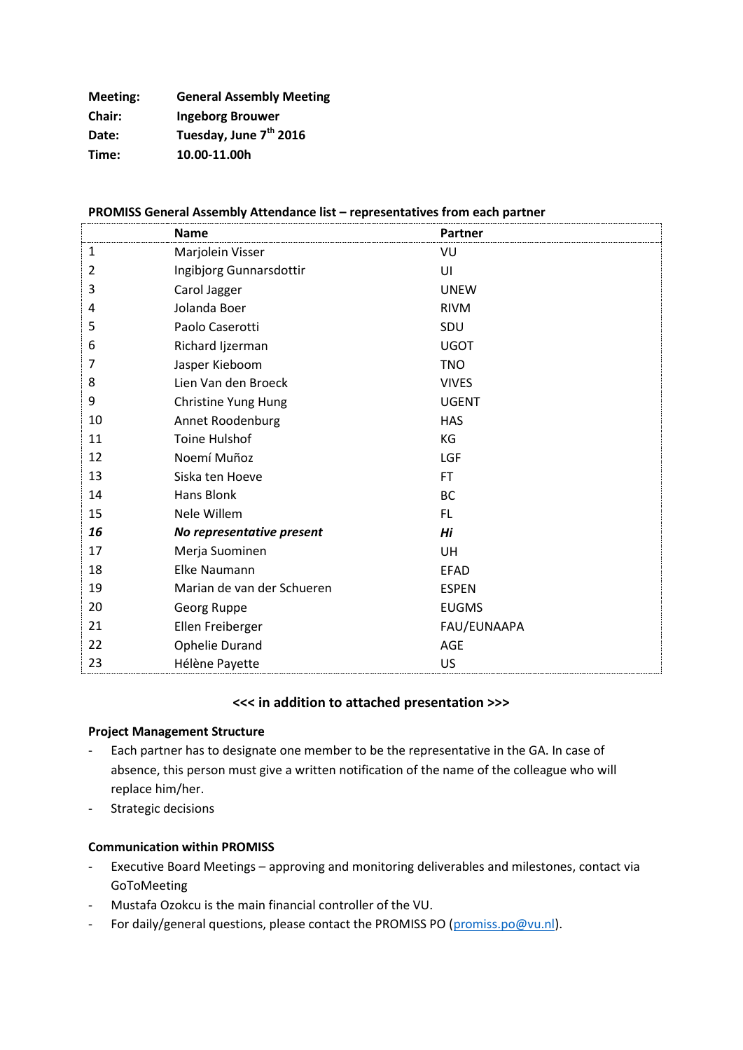**Meeting:** **General Assembly Meeting**
**Chair:** **Ingeborg Brouwer**
**Date:** **Tuesday, June 7th 2016**
**Time:** **10.00-11.00h**

**PROMISS General Assembly Attendance list – representatives from each partner**

| | Name | Partner |
|---|---|---|
| 1 | Marjolein Visser | VU |
| 2 | Ingibjorg Gunnarsdottir | UI |
| 3 | Carol Jagger | UNEW |
| 4 | Jolanda Boer | RIVM |
| 5 | Paolo Caserotti | SDU |
| 6 | Richard Ijzerman | UGOT |
| 7 | Jasper Kieboom | TNO |
| 8 | Lien Van den Broeck | VIVES |
| 9 | Christine Yung Hung | UGENT |
| 10 | Annet Roodenburg | HAS |
| 11 | Toine Hulshof | KG |
| 12 | Noemí Muñoz | LGF |
| 13 | Siska ten Hoeve | FT |
| 14 | Hans Blonk | BC |
| 15 | Nele Willem | FL |
| ***16*** | ***No representative present*** | ***Hi*** |
| 17 | Merja Suominen | UH |
| 18 | Elke Naumann | EFAD |
| 19 | Marian de van der Schueren | ESPEN |
| 20 | Georg Ruppe | EUGMS |
| 21 | Ellen Freiberger | FAU/EUNAAPA |
| 22 | Ophelie Durand | AGE |
| 23 | Hélène Payette | US |

**<<< in addition to attached presentation >>>**

**Project Management Structure**

- Each partner has to designate one member to be the representative in the GA. In case of absence, this person must give a written notification of the name of the colleague who will replace him/her.
- Strategic decisions

**Communication within PROMISS**

- Executive Board Meetings – approving and monitoring deliverables and milestones, contact via GoToMeeting
- Mustafa Ozokcu is the main financial controller of the VU.
- For daily/general questions, please contact the PROMISS PO (promiss.po@vu.nl).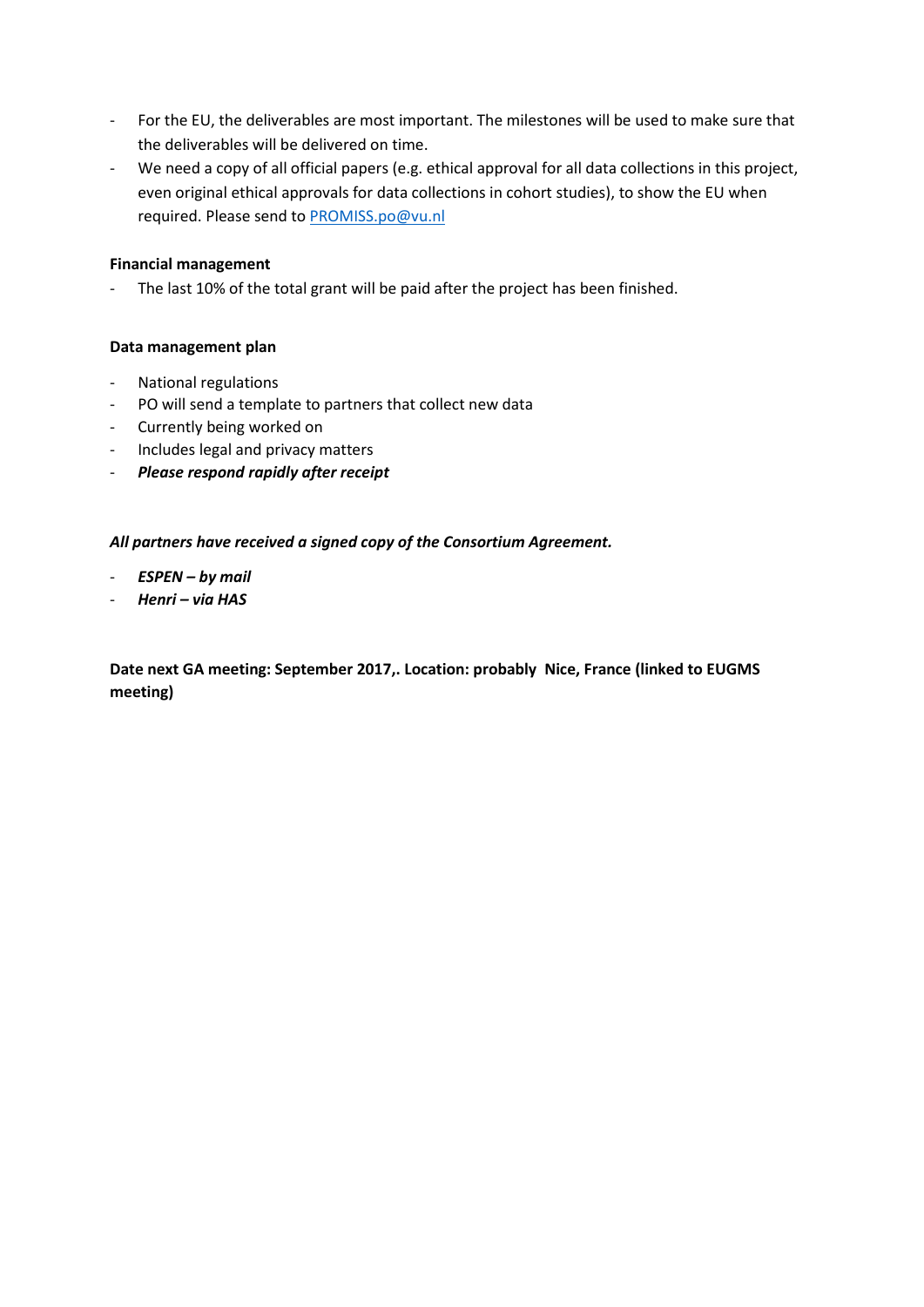- For the EU, the deliverables are most important. The milestones will be used to make sure that the deliverables will be delivered on time.
- We need a copy of all official papers (e.g. ethical approval for all data collections in this project, even original ethical approvals for data collections in cohort studies), to show the EU when required. Please send to [PROMISS.po@vu.nl](mailto:PROMISS.po@vu.nl)

**Financial management**

- The last 10% of the total grant will be paid after the project has been finished.

**Data management plan**

- National regulations
- PO will send a template to partners that collect new data
- Currently being worked on
- Includes legal and privacy matters
- ***Please respond rapidly after receipt***

***All partners have received a signed copy of the Consortium Agreement.***

- ***ESPEN – by mail***
- ***Henri – via HAS***

**Date next GA meeting: September 2017,. Location: probably Nice, France (linked to EUGMS meeting)**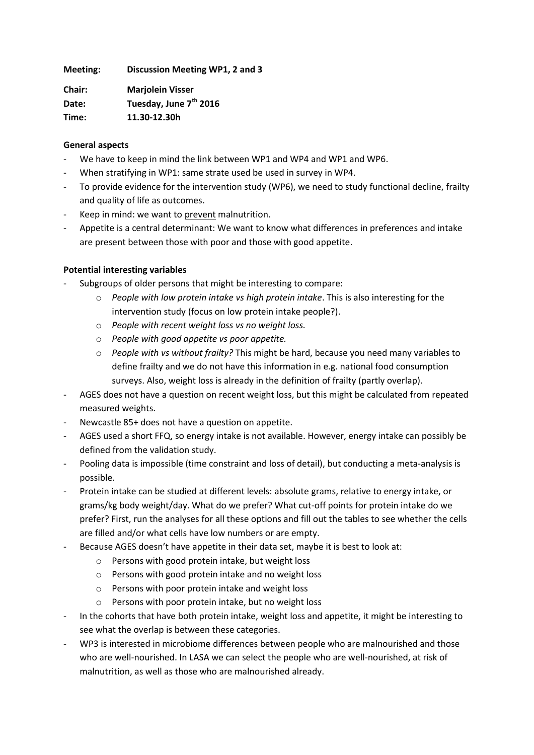**Meeting:** **Discussion Meeting WP1, 2 and 3**

**Chair:** **Marjolein Visser**

**Date:** **Tuesday, June 7th 2016**

**Time:** **11.30-12.30h**

**General aspects**

- We have to keep in mind the link between WP1 and WP4 and WP1 and WP6.
- When stratifying in WP1: same strate used be used in survey in WP4.
- To provide evidence for the intervention study (WP6), we need to study functional decline, frailty and quality of life as outcomes.
- Keep in mind: we want to <u>prevent</u> malnutrition.
- Appetite is a central determinant: We want to know what differences in preferences and intake are present between those with poor and those with good appetite.

**Potential interesting variables**

- Subgroups of older persons that might be interesting to compare:
    - *People with low protein intake vs high protein intake*. This is also interesting for the intervention study (focus on low protein intake people?).
    - *People with recent weight loss vs no weight loss.*
    - *People with good appetite vs poor appetite.*
    - *People with vs without frailty?* This might be hard, because you need many variables to define frailty and we do not have this information in e.g. national food consumption surveys. Also, weight loss is already in the definition of frailty (partly overlap).
- AGES does not have a question on recent weight loss, but this might be calculated from repeated measured weights.
- Newcastle 85+ does not have a question on appetite.
- AGES used a short FFQ, so energy intake is not available. However, energy intake can possibly be defined from the validation study.
- Pooling data is impossible (time constraint and loss of detail), but conducting a meta-analysis is possible.
- Protein intake can be studied at different levels: absolute grams, relative to energy intake, or grams/kg body weight/day. What do we prefer? What cut-off points for protein intake do we prefer? First, run the analyses for all these options and fill out the tables to see whether the cells are filled and/or what cells have low numbers or are empty.
- Because AGES doesn't have appetite in their data set, maybe it is best to look at:
    - Persons with good protein intake, but weight loss
    - Persons with good protein intake and no weight loss
    - Persons with poor protein intake and weight loss
    - Persons with poor protein intake, but no weight loss
- In the cohorts that have both protein intake, weight loss and appetite, it might be interesting to see what the overlap is between these categories.
- WP3 is interested in microbiome differences between people who are malnourished and those who are well-nourished. In LASA we can select the people who are well-nourished, at risk of malnutrition, as well as those who are malnourished already.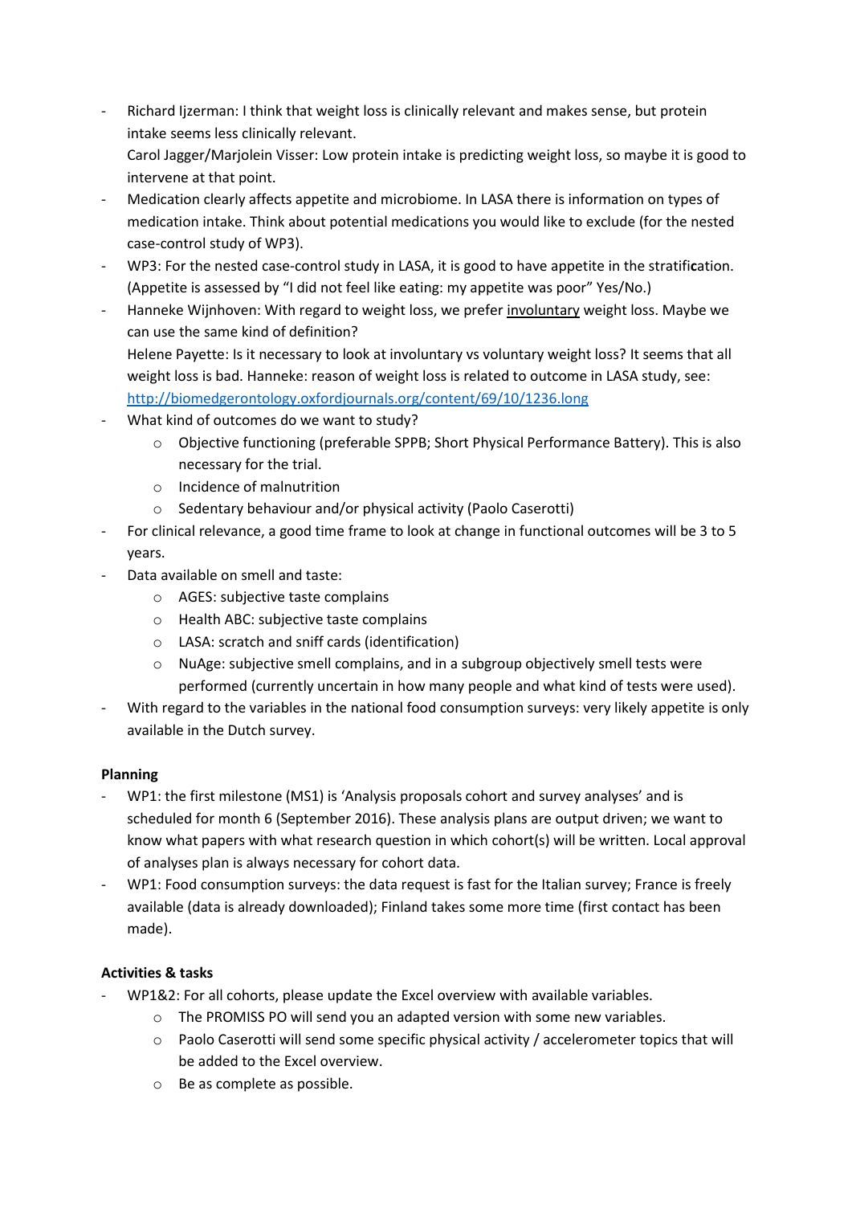- Richard Ijzerman: I think that weight loss is clinically relevant and makes sense, but protein intake seems less clinically relevant.
  Carol Jagger/Marjolein Visser: Low protein intake is predicting weight loss, so maybe it is good to intervene at that point.
- Medication clearly affects appetite and microbiome. In LASA there is information on types of medication intake. Think about potential medications you would like to exclude (for the nested case-control study of WP3).
- WP3: For the nested case-control study in LASA, it is good to have appetite in the stratification. (Appetite is assessed by "I did not feel like eating: my appetite was poor" Yes/No.)
- Hanneke Wijnhoven: With regard to weight loss, we prefer involuntary weight loss. Maybe we can use the same kind of definition?
  Helene Payette: Is it necessary to look at involuntary vs voluntary weight loss? It seems that all weight loss is bad. Hanneke: reason of weight loss is related to outcome in LASA study, see: [http://biomedgerontology.oxfordjournals.org/content/69/10/1236.long](http://biomedgerontology.oxfordjournals.org/content/69/10/1236.long)
- What kind of outcomes do we want to study?
  - Objective functioning (preferable SPPB; Short Physical Performance Battery). This is also necessary for the trial.
  - Incidence of malnutrition
  - Sedentary behaviour and/or physical activity (Paolo Caserotti)
- For clinical relevance, a good time frame to look at change in functional outcomes will be 3 to 5 years.
- Data available on smell and taste:
  - AGES: subjective taste complains
  - Health ABC: subjective taste complains
  - LASA: scratch and sniff cards (identification)
  - NuAge: subjective smell complains, and in a subgroup objectively smell tests were performed (currently uncertain in how many people and what kind of tests were used).
- With regard to the variables in the national food consumption surveys: very likely appetite is only available in the Dutch survey.

**Planning**

- WP1: the first milestone (MS1) is 'Analysis proposals cohort and survey analyses' and is scheduled for month 6 (September 2016). These analysis plans are output driven; we want to know what papers with what research question in which cohort(s) will be written. Local approval of analyses plan is always necessary for cohort data.
- WP1: Food consumption surveys: the data request is fast for the Italian survey; France is freely available (data is already downloaded); Finland takes some more time (first contact has been made).

**Activities & tasks**

- WP1&2: For all cohorts, please update the Excel overview with available variables.
  - The PROMISS PO will send you an adapted version with some new variables.
  - Paolo Caserotti will send some specific physical activity / accelerometer topics that will be added to the Excel overview.
  - Be as complete as possible.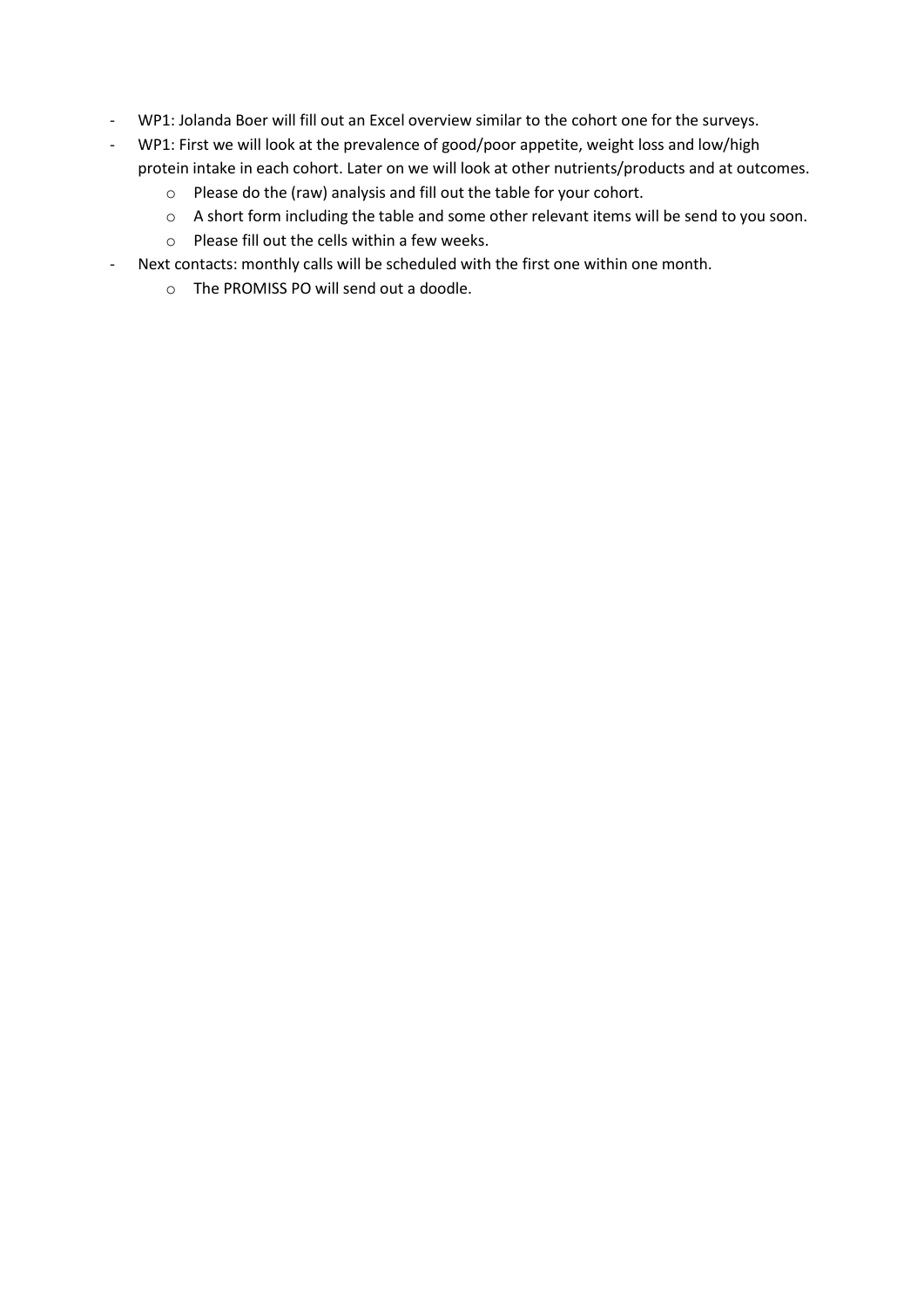- WP1: Jolanda Boer will fill out an Excel overview similar to the cohort one for the surveys.
- WP1: First we will look at the prevalence of good/poor appetite, weight loss and low/high protein intake in each cohort. Later on we will look at other nutrients/products and at outcomes.
    - Please do the (raw) analysis and fill out the table for your cohort.
    - A short form including the table and some other relevant items will be send to you soon.
    - Please fill out the cells within a few weeks.
- Next contacts: monthly calls will be scheduled with the first one within one month.
    - The PROMISS PO will send out a doodle.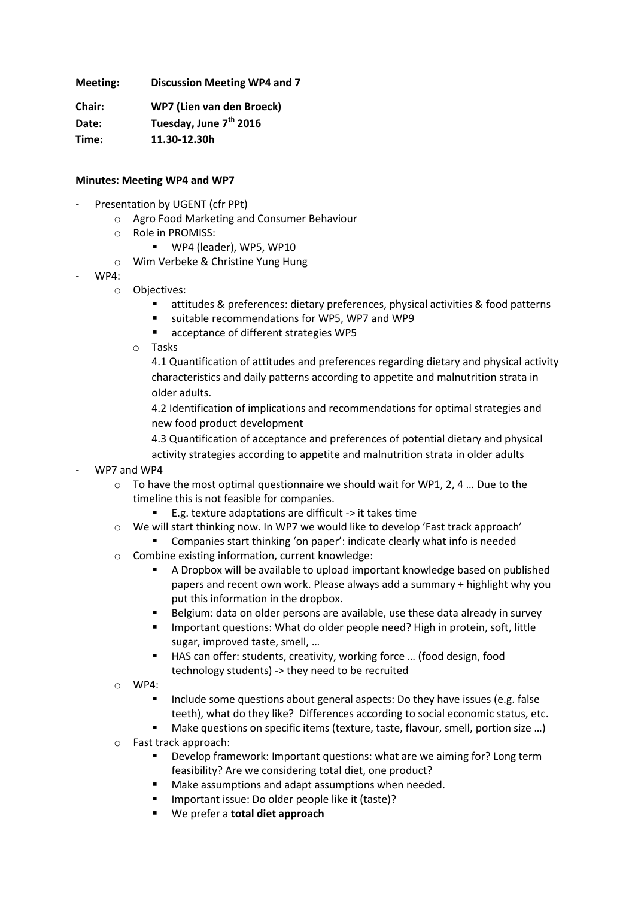**Meeting:** **Discussion Meeting WP4 and 7**

**Chair:** **WP7 (Lien van den Broeck)**

**Date:** **Tuesday, June 7th 2016**

**Time:** **11.30-12.30h**

**Minutes: Meeting WP4 and WP7**

- Presentation by UGENT (cfr PPt)
  - Agro Food Marketing and Consumer Behaviour
  - Role in PROMISS:
    - WP4 (leader), WP5, WP10
  - Wim Verbeke & Christine Yung Hung
- WP4:
  - Objectives:
    - attitudes & preferences: dietary preferences, physical activities & food patterns
    - suitable recommendations for WP5, WP7 and WP9
    - acceptance of different strategies WP5
  - Tasks

    4.1 Quantification of attitudes and preferences regarding dietary and physical activity characteristics and daily patterns according to appetite and malnutrition strata in older adults.

    4.2 Identification of implications and recommendations for optimal strategies and new food product development

    4.3 Quantification of acceptance and preferences of potential dietary and physical activity strategies according to appetite and malnutrition strata in older adults
- WP7 and WP4
  - To have the most optimal questionnaire we should wait for WP1, 2, 4 … Due to the timeline this is not feasible for companies.
    - E.g. texture adaptations are difficult -> it takes time
  - We will start thinking now. In WP7 we would like to develop 'Fast track approach'
    - Companies start thinking 'on paper': indicate clearly what info is needed
  - Combine existing information, current knowledge:
    - A Dropbox will be available to upload important knowledge based on published papers and recent own work. Please always add a summary + highlight why you put this information in the dropbox.
    - Belgium: data on older persons are available, use these data already in survey
    - Important questions: What do older people need? High in protein, soft, little sugar, improved taste, smell, …
    - HAS can offer: students, creativity, working force … (food design, food technology students) -> they need to be recruited
  - WP4:
    - Include some questions about general aspects: Do they have issues (e.g. false teeth), what do they like? Differences according to social economic status, etc.
    - Make questions on specific items (texture, taste, flavour, smell, portion size …)
  - Fast track approach:
    - Develop framework: Important questions: what are we aiming for? Long term feasibility? Are we considering total diet, one product?
    - Make assumptions and adapt assumptions when needed.
    - Important issue: Do older people like it (taste)?
    - We prefer a **total diet approach**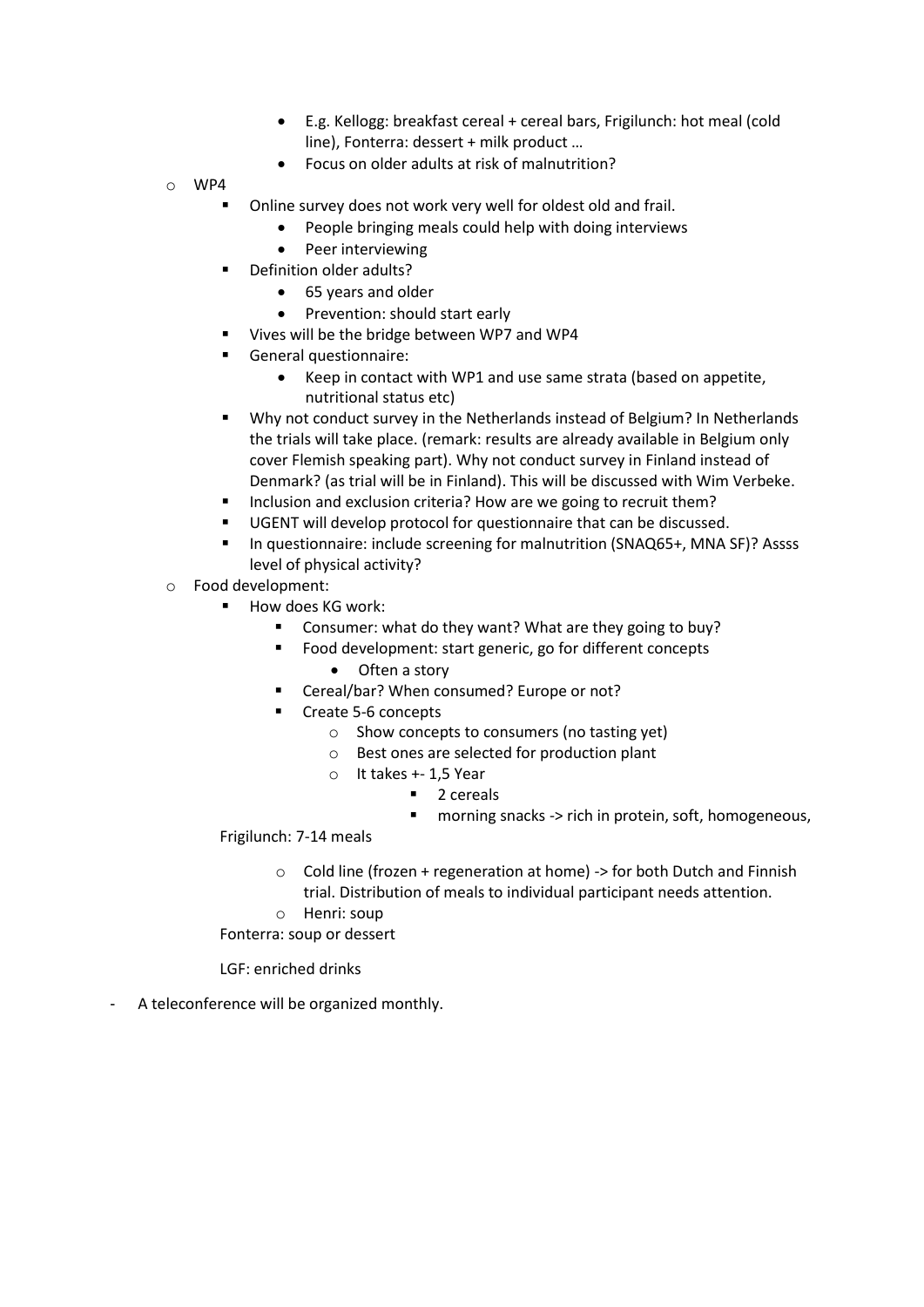- E.g. Kellogg: breakfast cereal + cereal bars, Frigilunch: hot meal (cold line), Fonterra: dessert + milk product …
        - Focus on older adults at risk of malnutrition?
  - WP4
    - Online survey does not work very well for oldest old and frail.
      - People bringing meals could help with doing interviews
      - Peer interviewing
    - Definition older adults?
      - 65 years and older
      - Prevention: should start early
    - Vives will be the bridge between WP7 and WP4
    - General questionnaire:
      - Keep in contact with WP1 and use same strata (based on appetite, nutritional status etc)
    - Why not conduct survey in the Netherlands instead of Belgium? In Netherlands the trials will take place. (remark: results are already available in Belgium only cover Flemish speaking part). Why not conduct survey in Finland instead of Denmark? (as trial will be in Finland). This will be discussed with Wim Verbeke.
    - Inclusion and exclusion criteria? How are we going to recruit them?
    - UGENT will develop protocol for questionnaire that can be discussed.
    - In questionnaire: include screening for malnutrition (SNAQ65+, MNA SF)? Assss level of physical activity?
  - Food development:
    - How does KG work:
      - Consumer: what do they want? What are they going to buy?
      - Food development: start generic, go for different concepts
        - Often a story
      - Cereal/bar? When consumed? Europe or not?
      - Create 5-6 concepts
        - Show concepts to consumers (no tasting yet)
        - Best ones are selected for production plant
        - It takes +- 1,5 Year
          - 2 cereals
          - morning snacks -> rich in protein, soft, homogeneous,

    Frigilunch: 7-14 meals

      - Cold line (frozen + regeneration at home) -> for both Dutch and Finnish trial. Distribution of meals to individual participant needs attention.
      - Henri: soup

    Fonterra: soup or dessert

    LGF: enriched drinks

- A teleconference will be organized monthly.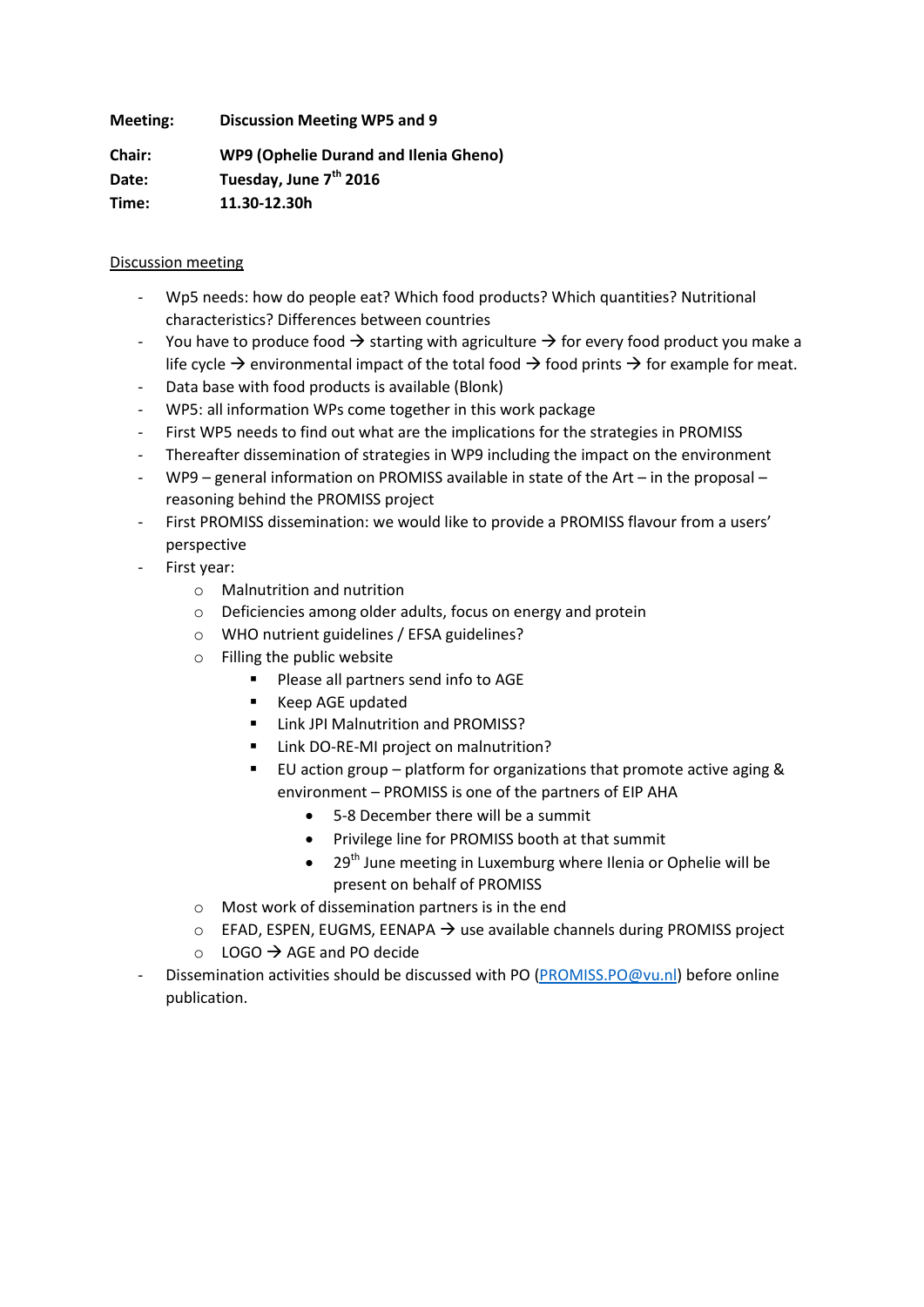**Meeting:** **Discussion Meeting WP5 and 9**

**Chair:** **WP9 (Ophelie Durand and Ilenia Gheno)**

**Date:** **Tuesday, June 7th 2016**

**Time:** **11.30-12.30h**

Discussion meeting

- Wp5 needs: how do people eat? Which food products? Which quantities? Nutritional characteristics? Differences between countries
- You have to produce food → starting with agriculture → for every food product you make a life cycle → environmental impact of the total food → food prints → for example for meat.
- Data base with food products is available (Blonk)
- WP5: all information WPs come together in this work package
- First WP5 needs to find out what are the implications for the strategies in PROMISS
- Thereafter dissemination of strategies in WP9 including the impact on the environment
- WP9 – general information on PROMISS available in state of the Art – in the proposal – reasoning behind the PROMISS project
- First PROMISS dissemination: we would like to provide a PROMISS flavour from a users' perspective
- First year:
  - Malnutrition and nutrition
  - Deficiencies among older adults, focus on energy and protein
  - WHO nutrient guidelines / EFSA guidelines?
  - Filling the public website
    - Please all partners send info to AGE
    - Keep AGE updated
    - Link JPI Malnutrition and PROMISS?
    - Link DO-RE-MI project on malnutrition?
    - EU action group – platform for organizations that promote active aging & environment – PROMISS is one of the partners of EIP AHA
      - 5-8 December there will be a summit
      - Privilege line for PROMISS booth at that summit
      - 29th June meeting in Luxemburg where Ilenia or Ophelie will be present on behalf of PROMISS
  - Most work of dissemination partners is in the end
  - EFAD, ESPEN, EUGMS, EENAPA → use available channels during PROMISS project
  - LOGO → AGE and PO decide
- Dissemination activities should be discussed with PO (PROMISS.PO@vu.nl) before online publication.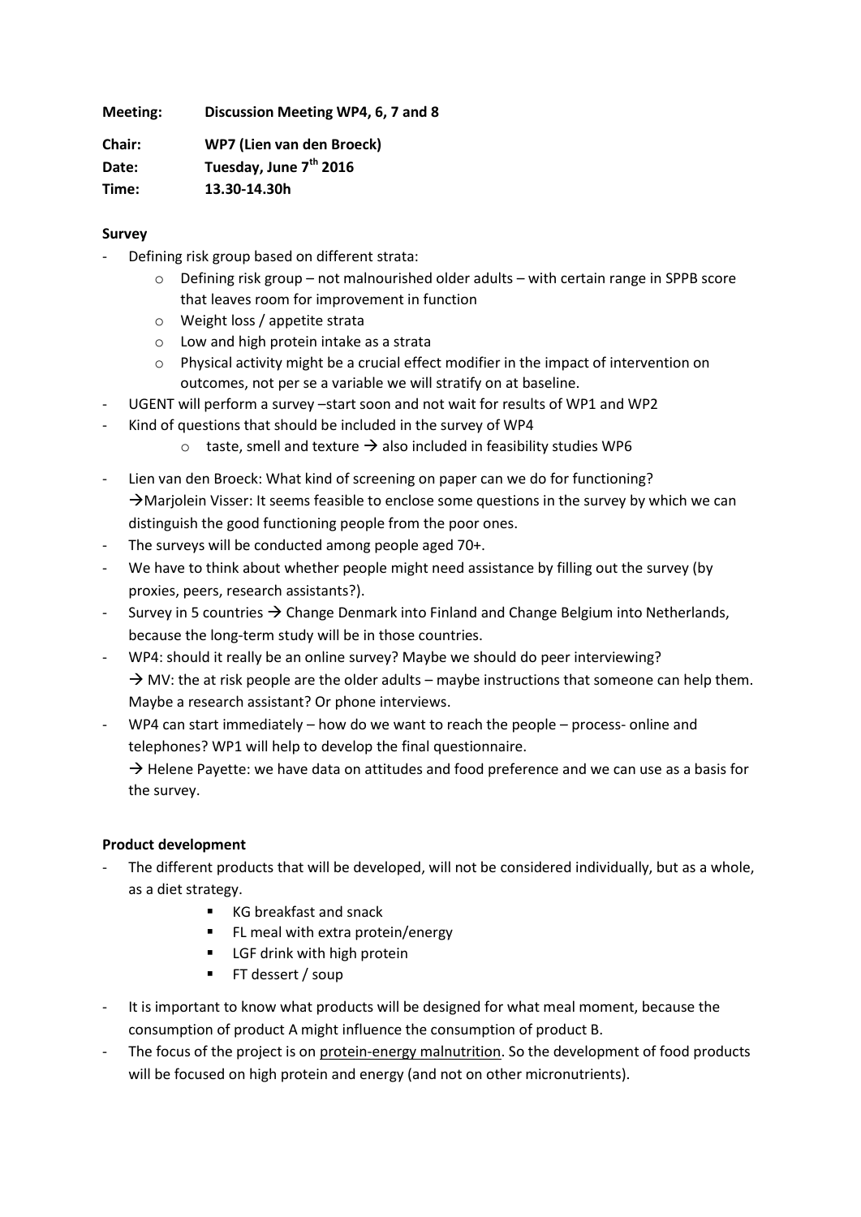**Meeting:** **Discussion Meeting WP4, 6, 7 and 8**

**Chair:** **WP7 (Lien van den Broeck)**

**Date:** **Tuesday, June 7th 2016**

**Time:** **13.30-14.30h**

**Survey**

- Defining risk group based on different strata:
  - Defining risk group – not malnourished older adults – with certain range in SPPB score that leaves room for improvement in function
  - Weight loss / appetite strata
  - Low and high protein intake as a strata
  - Physical activity might be a crucial effect modifier in the impact of intervention on outcomes, not per se a variable we will stratify on at baseline.
- UGENT will perform a survey –start soon and not wait for results of WP1 and WP2
- Kind of questions that should be included in the survey of WP4
  - taste, smell and texture → also included in feasibility studies WP6
- Lien van den Broeck: What kind of screening on paper can we do for functioning? →Marjolein Visser: It seems feasible to enclose some questions in the survey by which we can distinguish the good functioning people from the poor ones.
- The surveys will be conducted among people aged 70+.
- We have to think about whether people might need assistance by filling out the survey (by proxies, peers, research assistants?).
- Survey in 5 countries → Change Denmark into Finland and Change Belgium into Netherlands, because the long-term study will be in those countries.
- WP4: should it really be an online survey? Maybe we should do peer interviewing? → MV: the at risk people are the older adults – maybe instructions that someone can help them. Maybe a research assistant? Or phone interviews.
- WP4 can start immediately – how do we want to reach the people – process- online and telephones? WP1 will help to develop the final questionnaire.
  → Helene Payette: we have data on attitudes and food preference and we can use as a basis for the survey.

**Product development**

- The different products that will be developed, will not be considered individually, but as a whole, as a diet strategy.
  - KG breakfast and snack
  - FL meal with extra protein/energy
  - LGF drink with high protein
  - FT dessert / soup
- It is important to know what products will be designed for what meal moment, because the consumption of product A might influence the consumption of product B.
- The focus of the project is on protein-energy malnutrition. So the development of food products will be focused on high protein and energy (and not on other micronutrients).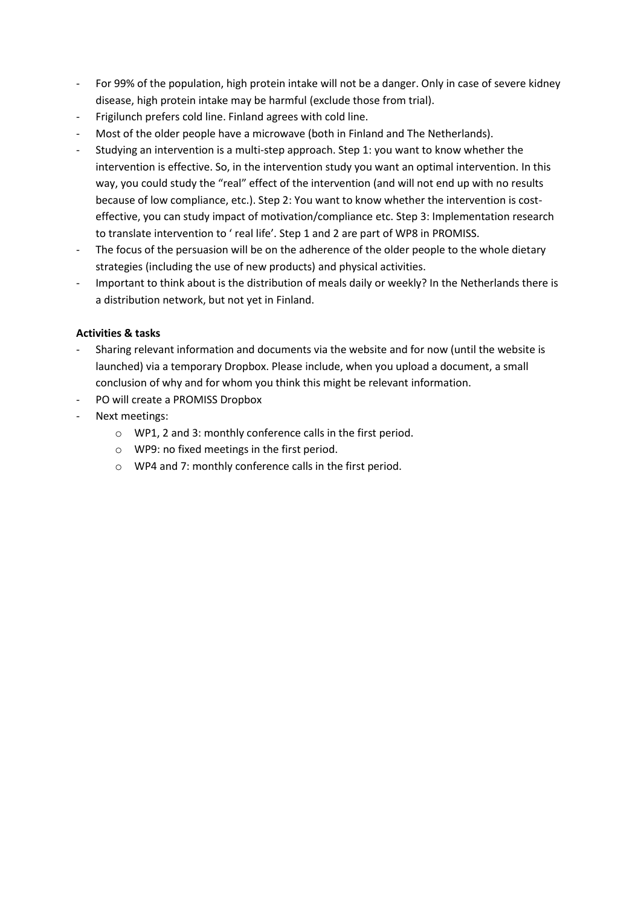- For 99% of the population, high protein intake will not be a danger. Only in case of severe kidney disease, high protein intake may be harmful (exclude those from trial).
- Frigilunch prefers cold line. Finland agrees with cold line.
- Most of the older people have a microwave (both in Finland and The Netherlands).
- Studying an intervention is a multi-step approach. Step 1: you want to know whether the intervention is effective. So, in the intervention study you want an optimal intervention. In this way, you could study the "real" effect of the intervention (and will not end up with no results because of low compliance, etc.). Step 2: You want to know whether the intervention is cost-effective, you can study impact of motivation/compliance etc. Step 3: Implementation research to translate intervention to ' real life'. Step 1 and 2 are part of WP8 in PROMISS.
- The focus of the persuasion will be on the adherence of the older people to the whole dietary strategies (including the use of new products) and physical activities.
- Important to think about is the distribution of meals daily or weekly? In the Netherlands there is a distribution network, but not yet in Finland.

**Activities & tasks**

- Sharing relevant information and documents via the website and for now (until the website is launched) via a temporary Dropbox. Please include, when you upload a document, a small conclusion of why and for whom you think this might be relevant information.
- PO will create a PROMISS Dropbox
- Next meetings:
  - WP1, 2 and 3: monthly conference calls in the first period.
  - WP9: no fixed meetings in the first period.
  - WP4 and 7: monthly conference calls in the first period.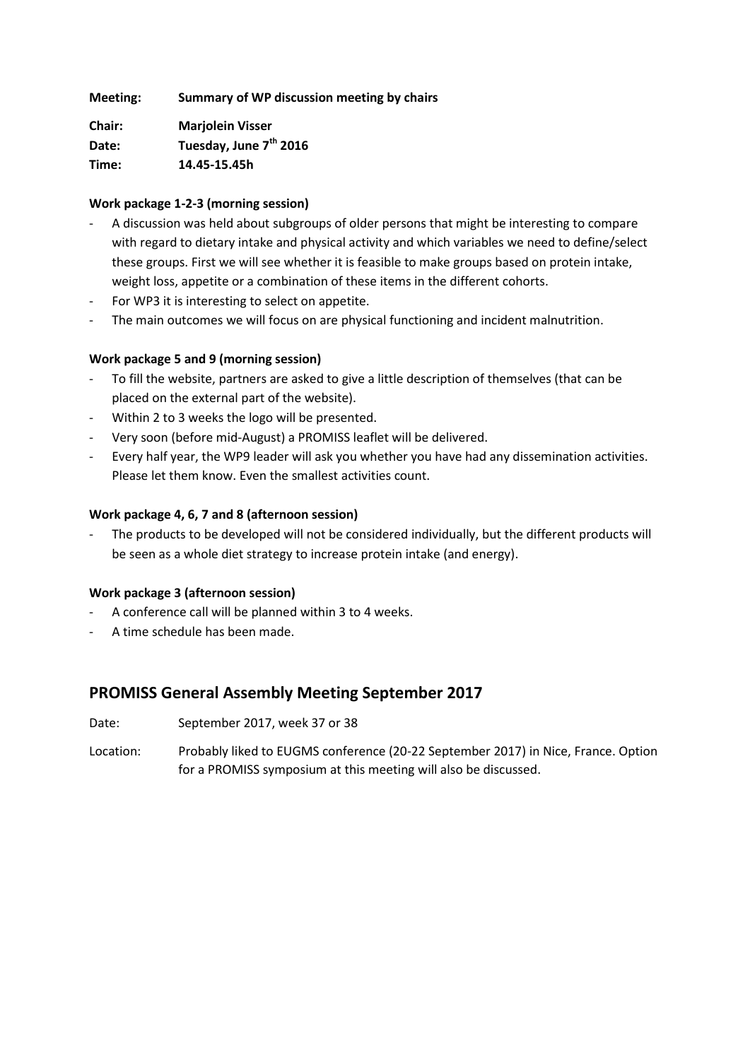**Meeting:** **Summary of WP discussion meeting by chairs**

**Chair:** **Marjolein Visser**

**Date:** **Tuesday, June 7th 2016**

**Time:** **14.45-15.45h**

**Work package 1-2-3 (morning session)**

- A discussion was held about subgroups of older persons that might be interesting to compare with regard to dietary intake and physical activity and which variables we need to define/select these groups. First we will see whether it is feasible to make groups based on protein intake, weight loss, appetite or a combination of these items in the different cohorts.
- For WP3 it is interesting to select on appetite.
- The main outcomes we will focus on are physical functioning and incident malnutrition.

**Work package 5 and 9 (morning session)**

- To fill the website, partners are asked to give a little description of themselves (that can be placed on the external part of the website).
- Within 2 to 3 weeks the logo will be presented.
- Very soon (before mid-August) a PROMISS leaflet will be delivered.
- Every half year, the WP9 leader will ask you whether you have had any dissemination activities. Please let them know. Even the smallest activities count.

**Work package 4, 6, 7 and 8 (afternoon session)**

- The products to be developed will not be considered individually, but the different products will be seen as a whole diet strategy to increase protein intake (and energy).

**Work package 3 (afternoon session)**

- A conference call will be planned within 3 to 4 weeks.
- A time schedule has been made.

## PROMISS General Assembly Meeting September 2017

Date: September 2017, week 37 or 38

Location: Probably liked to EUGMS conference (20-22 September 2017) in Nice, France. Option for a PROMISS symposium at this meeting will also be discussed.